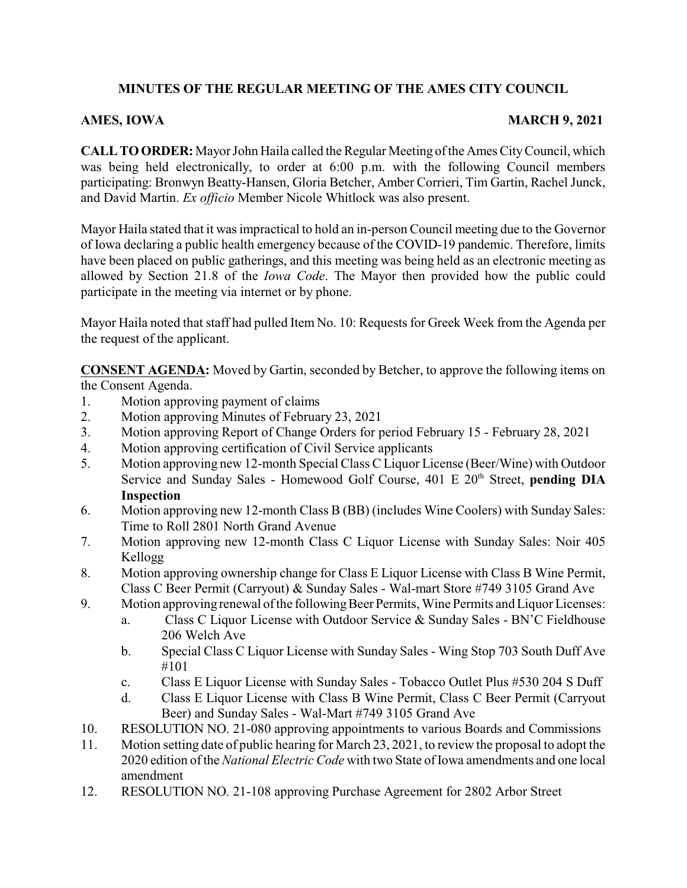# MINUTES OF THE REGULAR MEETING OF THE AMES CITY COUNCIL

**AMES, IOWA** **MARCH 9, 2021**

**CALL TO ORDER:** Mayor John Haila called the Regular Meeting of the Ames City Council, which was being held electronically, to order at 6:00 p.m. with the following Council members participating: Bronwyn Beatty-Hansen, Gloria Betcher, Amber Corrieri, Tim Gartin, Rachel Junck, and David Martin. *Ex officio* Member Nicole Whitlock was also present.

Mayor Haila stated that it was impractical to hold an in-person Council meeting due to the Governor of Iowa declaring a public health emergency because of the COVID-19 pandemic. Therefore, limits have been placed on public gatherings, and this meeting was being held as an electronic meeting as allowed by Section 21.8 of the *Iowa Code*. The Mayor then provided how the public could participate in the meeting via internet or by phone.

Mayor Haila noted that staff had pulled Item No. 10: Requests for Greek Week from the Agenda per the request of the applicant.

**CONSENT AGENDA:** Moved by Gartin, seconded by Betcher, to approve the following items on the Consent Agenda.

1. Motion approving payment of claims
2. Motion approving Minutes of February 23, 2021
3. Motion approving Report of Change Orders for period February 15 - February 28, 2021
4. Motion approving certification of Civil Service applicants
5. Motion approving new 12-month Special Class C Liquor License (Beer/Wine) with Outdoor Service and Sunday Sales - Homewood Golf Course, 401 E 20th Street, **pending DIA Inspection**
6. Motion approving new 12-month Class B (BB) (includes Wine Coolers) with Sunday Sales: Time to Roll 2801 North Grand Avenue
7. Motion approving new 12-month Class C Liquor License with Sunday Sales: Noir 405 Kellogg
8. Motion approving ownership change for Class E Liquor License with Class B Wine Permit, Class C Beer Permit (Carryout) & Sunday Sales - Wal-mart Store #749 3105 Grand Ave
9. Motion approving renewal of the following Beer Permits, Wine Permits and Liquor Licenses:
   a. Class C Liquor License with Outdoor Service & Sunday Sales - BN'C Fieldhouse 206 Welch Ave
   b. Special Class C Liquor License with Sunday Sales - Wing Stop 703 South Duff Ave #101
   c. Class E Liquor License with Sunday Sales - Tobacco Outlet Plus #530 204 S Duff
   d. Class E Liquor License with Class B Wine Permit, Class C Beer Permit (Carryout Beer) and Sunday Sales - Wal-Mart #749 3105 Grand Ave
10. RESOLUTION NO. 21-080 approving appointments to various Boards and Commissions
11. Motion setting date of public hearing for March 23, 2021, to review the proposal to adopt the 2020 edition of the *National Electric Code* with two State of Iowa amendments and one local amendment
12. RESOLUTION NO. 21-108 approving Purchase Agreement for 2802 Arbor Street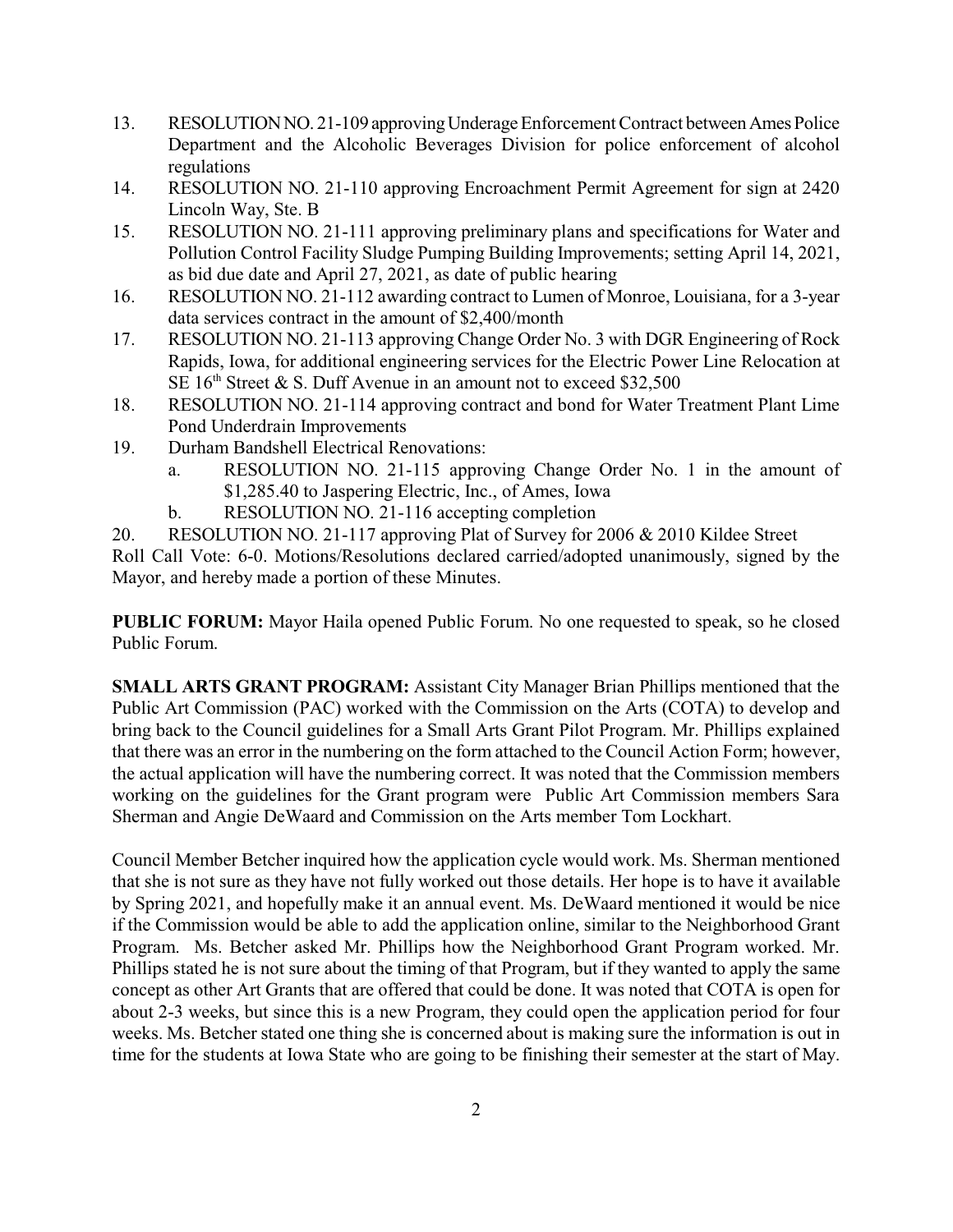13. RESOLUTION NO. 21-109 approving Underage Enforcement Contract between Ames Police Department and the Alcoholic Beverages Division for police enforcement of alcohol regulations
14. RESOLUTION NO. 21-110 approving Encroachment Permit Agreement for sign at 2420 Lincoln Way, Ste. B
15. RESOLUTION NO. 21-111 approving preliminary plans and specifications for Water and Pollution Control Facility Sludge Pumping Building Improvements; setting April 14, 2021, as bid due date and April 27, 2021, as date of public hearing
16. RESOLUTION NO. 21-112 awarding contract to Lumen of Monroe, Louisiana, for a 3-year data services contract in the amount of $2,400/month
17. RESOLUTION NO. 21-113 approving Change Order No. 3 with DGR Engineering of Rock Rapids, Iowa, for additional engineering services for the Electric Power Line Relocation at SE 16th Street & S. Duff Avenue in an amount not to exceed $32,500
18. RESOLUTION NO. 21-114 approving contract and bond for Water Treatment Plant Lime Pond Underdrain Improvements
19. Durham Bandshell Electrical Renovations:
    a. RESOLUTION NO. 21-115 approving Change Order No. 1 in the amount of $1,285.40 to Jaspering Electric, Inc., of Ames, Iowa
    b. RESOLUTION NO. 21-116 accepting completion
20. RESOLUTION NO. 21-117 approving Plat of Survey for 2006 & 2010 Kildee Street

Roll Call Vote: 6-0. Motions/Resolutions declared carried/adopted unanimously, signed by the Mayor, and hereby made a portion of these Minutes.

**PUBLIC FORUM:** Mayor Haila opened Public Forum. No one requested to speak, so he closed Public Forum.

**SMALL ARTS GRANT PROGRAM:** Assistant City Manager Brian Phillips mentioned that the Public Art Commission (PAC) worked with the Commission on the Arts (COTA) to develop and bring back to the Council guidelines for a Small Arts Grant Pilot Program. Mr. Phillips explained that there was an error in the numbering on the form attached to the Council Action Form; however, the actual application will have the numbering correct. It was noted that the Commission members working on the guidelines for the Grant program were Public Art Commission members Sara Sherman and Angie DeWaard and Commission on the Arts member Tom Lockhart.

Council Member Betcher inquired how the application cycle would work. Ms. Sherman mentioned that she is not sure as they have not fully worked out those details. Her hope is to have it available by Spring 2021, and hopefully make it an annual event. Ms. DeWaard mentioned it would be nice if the Commission would be able to add the application online, similar to the Neighborhood Grant Program. Ms. Betcher asked Mr. Phillips how the Neighborhood Grant Program worked. Mr. Phillips stated he is not sure about the timing of that Program, but if they wanted to apply the same concept as other Art Grants that are offered that could be done. It was noted that COTA is open for about 2-3 weeks, but since this is a new Program, they could open the application period for four weeks. Ms. Betcher stated one thing she is concerned about is making sure the information is out in time for the students at Iowa State who are going to be finishing their semester at the start of May.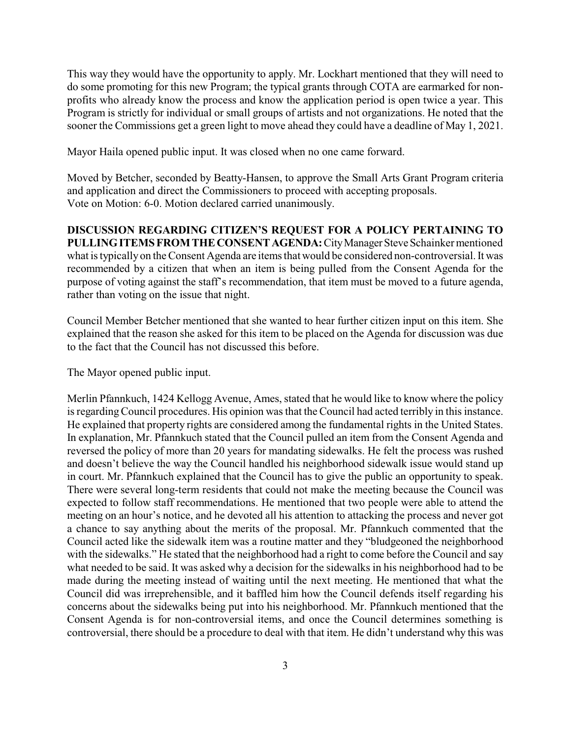This way they would have the opportunity to apply. Mr. Lockhart mentioned that they will need to do some promoting for this new Program; the typical grants through COTA are earmarked for non-profits who already know the process and know the application period is open twice a year. This Program is strictly for individual or small groups of artists and not organizations. He noted that the sooner the Commissions get a green light to move ahead they could have a deadline of May 1, 2021.

Mayor Haila opened public input. It was closed when no one came forward.

Moved by Betcher, seconded by Beatty-Hansen, to approve the Small Arts Grant Program criteria and application and direct the Commissioners to proceed with accepting proposals.
Vote on Motion: 6-0. Motion declared carried unanimously.

**DISCUSSION REGARDING CITIZEN'S REQUEST FOR A POLICY PERTAINING TO PULLING ITEMS FROM THE CONSENT AGENDA:** City Manager Steve Schainker mentioned what is typically on the Consent Agenda are items that would be considered non-controversial. It was recommended by a citizen that when an item is being pulled from the Consent Agenda for the purpose of voting against the staff's recommendation, that item must be moved to a future agenda, rather than voting on the issue that night.

Council Member Betcher mentioned that she wanted to hear further citizen input on this item. She explained that the reason she asked for this item to be placed on the Agenda for discussion was due to the fact that the Council has not discussed this before.

The Mayor opened public input.

Merlin Pfannkuch, 1424 Kellogg Avenue, Ames, stated that he would like to know where the policy is regarding Council procedures. His opinion was that the Council had acted terribly in this instance. He explained that property rights are considered among the fundamental rights in the United States. In explanation, Mr. Pfannkuch stated that the Council pulled an item from the Consent Agenda and reversed the policy of more than 20 years for mandating sidewalks. He felt the process was rushed and doesn't believe the way the Council handled his neighborhood sidewalk issue would stand up in court. Mr. Pfannkuch explained that the Council has to give the public an opportunity to speak. There were several long-term residents that could not make the meeting because the Council was expected to follow staff recommendations. He mentioned that two people were able to attend the meeting on an hour's notice, and he devoted all his attention to attacking the process and never got a chance to say anything about the merits of the proposal. Mr. Pfannkuch commented that the Council acted like the sidewalk item was a routine matter and they "bludgeoned the neighborhood with the sidewalks." He stated that the neighborhood had a right to come before the Council and say what needed to be said. It was asked why a decision for the sidewalks in his neighborhood had to be made during the meeting instead of waiting until the next meeting. He mentioned that what the Council did was irreprehensible, and it baffled him how the Council defends itself regarding his concerns about the sidewalks being put into his neighborhood. Mr. Pfannkuch mentioned that the Consent Agenda is for non-controversial items, and once the Council determines something is controversial, there should be a procedure to deal with that item. He didn't understand why this was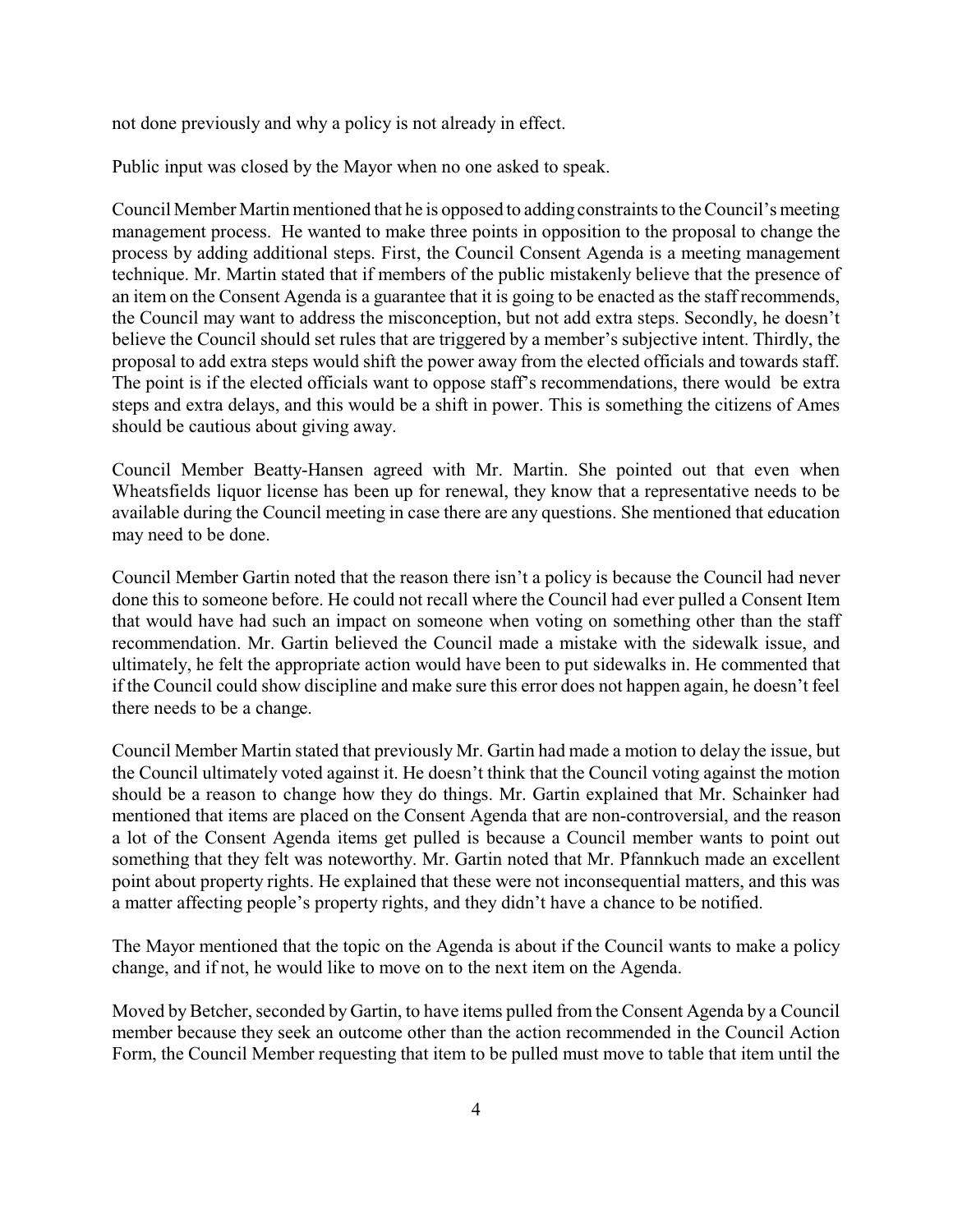not done previously and why a policy is not already in effect.

Public input was closed by the Mayor when no one asked to speak.

Council Member Martin mentioned that he is opposed to adding constraints to the Council's meeting management process. He wanted to make three points in opposition to the proposal to change the process by adding additional steps. First, the Council Consent Agenda is a meeting management technique. Mr. Martin stated that if members of the public mistakenly believe that the presence of an item on the Consent Agenda is a guarantee that it is going to be enacted as the staff recommends, the Council may want to address the misconception, but not add extra steps. Secondly, he doesn't believe the Council should set rules that are triggered by a member's subjective intent. Thirdly, the proposal to add extra steps would shift the power away from the elected officials and towards staff. The point is if the elected officials want to oppose staff's recommendations, there would be extra steps and extra delays, and this would be a shift in power. This is something the citizens of Ames should be cautious about giving away.

Council Member Beatty-Hansen agreed with Mr. Martin. She pointed out that even when Wheatsfields liquor license has been up for renewal, they know that a representative needs to be available during the Council meeting in case there are any questions. She mentioned that education may need to be done.

Council Member Gartin noted that the reason there isn't a policy is because the Council had never done this to someone before. He could not recall where the Council had ever pulled a Consent Item that would have had such an impact on someone when voting on something other than the staff recommendation. Mr. Gartin believed the Council made a mistake with the sidewalk issue, and ultimately, he felt the appropriate action would have been to put sidewalks in. He commented that if the Council could show discipline and make sure this error does not happen again, he doesn't feel there needs to be a change.

Council Member Martin stated that previously Mr. Gartin had made a motion to delay the issue, but the Council ultimately voted against it. He doesn't think that the Council voting against the motion should be a reason to change how they do things. Mr. Gartin explained that Mr. Schainker had mentioned that items are placed on the Consent Agenda that are non-controversial, and the reason a lot of the Consent Agenda items get pulled is because a Council member wants to point out something that they felt was noteworthy. Mr. Gartin noted that Mr. Pfannkuch made an excellent point about property rights. He explained that these were not inconsequential matters, and this was a matter affecting people's property rights, and they didn't have a chance to be notified.

The Mayor mentioned that the topic on the Agenda is about if the Council wants to make a policy change, and if not, he would like to move on to the next item on the Agenda.

Moved by Betcher, seconded by Gartin, to have items pulled from the Consent Agenda by a Council member because they seek an outcome other than the action recommended in the Council Action Form, the Council Member requesting that item to be pulled must move to table that item until the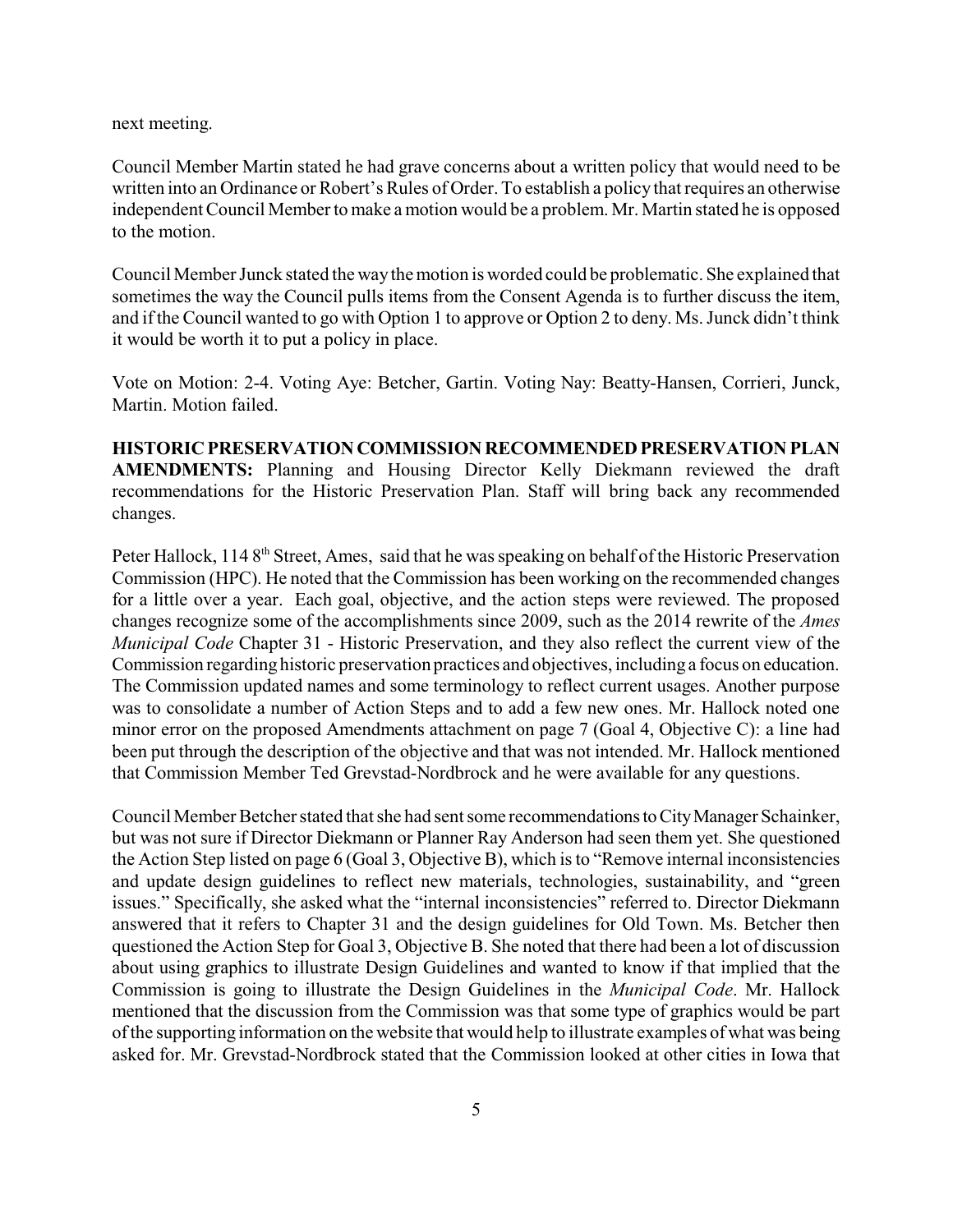next meeting.

Council Member Martin stated he had grave concerns about a written policy that would need to be written into an Ordinance or Robert's Rules of Order. To establish a policy that requires an otherwise independent Council Member to make a motion would be a problem. Mr. Martin stated he is opposed to the motion.

Council Member Junck stated the way the motion is worded could be problematic. She explained that sometimes the way the Council pulls items from the Consent Agenda is to further discuss the item, and if the Council wanted to go with Option 1 to approve or Option 2 to deny. Ms. Junck didn't think it would be worth it to put a policy in place.

Vote on Motion: 2-4. Voting Aye: Betcher, Gartin. Voting Nay: Beatty-Hansen, Corrieri, Junck, Martin. Motion failed.

**HISTORIC PRESERVATION COMMISSION RECOMMENDED PRESERVATION PLAN AMENDMENTS:** Planning and Housing Director Kelly Diekmann reviewed the draft recommendations for the Historic Preservation Plan. Staff will bring back any recommended changes.

Peter Hallock, 114 8th Street, Ames, said that he was speaking on behalf of the Historic Preservation Commission (HPC). He noted that the Commission has been working on the recommended changes for a little over a year. Each goal, objective, and the action steps were reviewed. The proposed changes recognize some of the accomplishments since 2009, such as the 2014 rewrite of the *Ames Municipal Code* Chapter 31 - Historic Preservation, and they also reflect the current view of the Commission regarding historic preservation practices and objectives, including a focus on education. The Commission updated names and some terminology to reflect current usages. Another purpose was to consolidate a number of Action Steps and to add a few new ones. Mr. Hallock noted one minor error on the proposed Amendments attachment on page 7 (Goal 4, Objective C): a line had been put through the description of the objective and that was not intended. Mr. Hallock mentioned that Commission Member Ted Grevstad-Nordbrock and he were available for any questions.

Council Member Betcher stated that she had sent some recommendations to City Manager Schainker, but was not sure if Director Diekmann or Planner Ray Anderson had seen them yet. She questioned the Action Step listed on page 6 (Goal 3, Objective B), which is to "Remove internal inconsistencies and update design guidelines to reflect new materials, technologies, sustainability, and "green issues." Specifically, she asked what the "internal inconsistencies" referred to. Director Diekmann answered that it refers to Chapter 31 and the design guidelines for Old Town. Ms. Betcher then questioned the Action Step for Goal 3, Objective B. She noted that there had been a lot of discussion about using graphics to illustrate Design Guidelines and wanted to know if that implied that the Commission is going to illustrate the Design Guidelines in the *Municipal Code*. Mr. Hallock mentioned that the discussion from the Commission was that some type of graphics would be part of the supporting information on the website that would help to illustrate examples of what was being asked for. Mr. Grevstad-Nordbrock stated that the Commission looked at other cities in Iowa that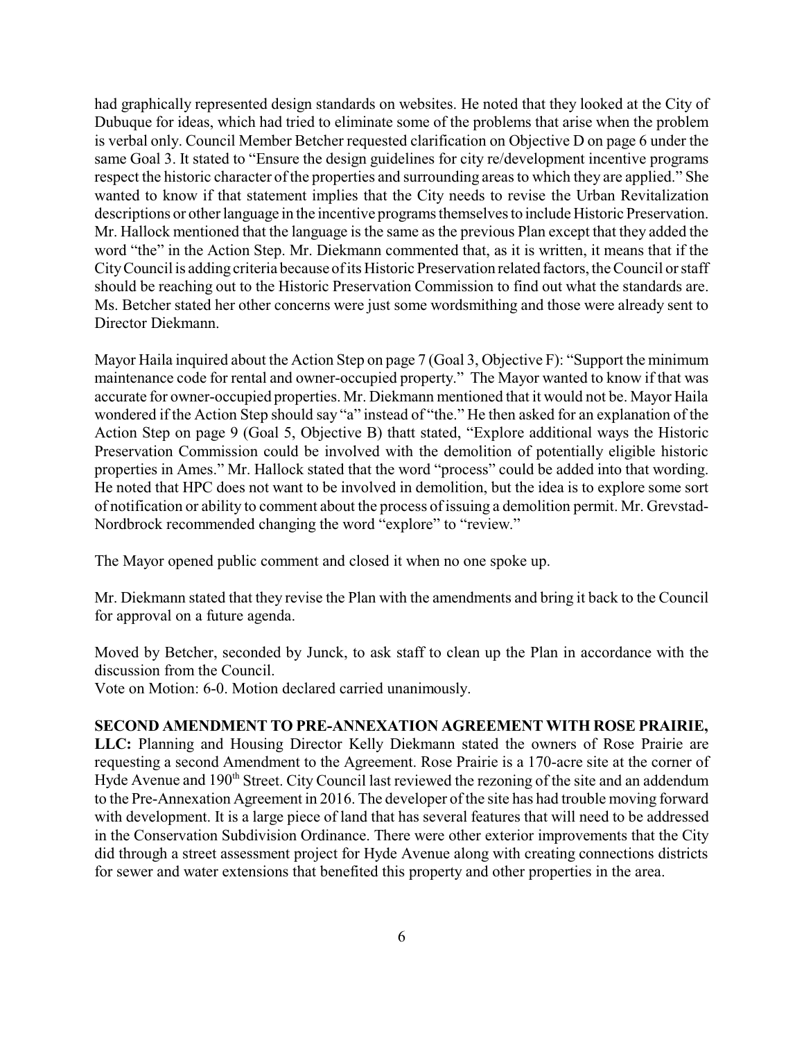had graphically represented design standards on websites. He noted that they looked at the City of Dubuque for ideas, which had tried to eliminate some of the problems that arise when the problem is verbal only. Council Member Betcher requested clarification on Objective D on page 6 under the same Goal 3. It stated to "Ensure the design guidelines for city re/development incentive programs respect the historic character of the properties and surrounding areas to which they are applied." She wanted to know if that statement implies that the City needs to revise the Urban Revitalization descriptions or other language in the incentive programs themselves to include Historic Preservation. Mr. Hallock mentioned that the language is the same as the previous Plan except that they added the word "the" in the Action Step. Mr. Diekmann commented that, as it is written, it means that if the City Council is adding criteria because of its Historic Preservation related factors, the Council or staff should be reaching out to the Historic Preservation Commission to find out what the standards are. Ms. Betcher stated her other concerns were just some wordsmithing and those were already sent to Director Diekmann.

Mayor Haila inquired about the Action Step on page 7 (Goal 3, Objective F): "Support the minimum maintenance code for rental and owner-occupied property." The Mayor wanted to know if that was accurate for owner-occupied properties. Mr. Diekmann mentioned that it would not be. Mayor Haila wondered if the Action Step should say "a" instead of "the." He then asked for an explanation of the Action Step on page 9 (Goal 5, Objective B) thatt stated, "Explore additional ways the Historic Preservation Commission could be involved with the demolition of potentially eligible historic properties in Ames." Mr. Hallock stated that the word "process" could be added into that wording. He noted that HPC does not want to be involved in demolition, but the idea is to explore some sort of notification or ability to comment about the process of issuing a demolition permit. Mr. Grevstad-Nordbrock recommended changing the word "explore" to "review."

The Mayor opened public comment and closed it when no one spoke up.

Mr. Diekmann stated that they revise the Plan with the amendments and bring it back to the Council for approval on a future agenda.

Moved by Betcher, seconded by Junck, to ask staff to clean up the Plan in accordance with the discussion from the Council.
Vote on Motion: 6-0. Motion declared carried unanimously.

**SECOND AMENDMENT TO PRE-ANNEXATION AGREEMENT WITH ROSE PRAIRIE, LLC:** Planning and Housing Director Kelly Diekmann stated the owners of Rose Prairie are requesting a second Amendment to the Agreement. Rose Prairie is a 170-acre site at the corner of Hyde Avenue and 190th Street. City Council last reviewed the rezoning of the site and an addendum to the Pre-Annexation Agreement in 2016. The developer of the site has had trouble moving forward with development. It is a large piece of land that has several features that will need to be addressed in the Conservation Subdivision Ordinance. There were other exterior improvements that the City did through a street assessment project for Hyde Avenue along with creating connections districts for sewer and water extensions that benefited this property and other properties in the area.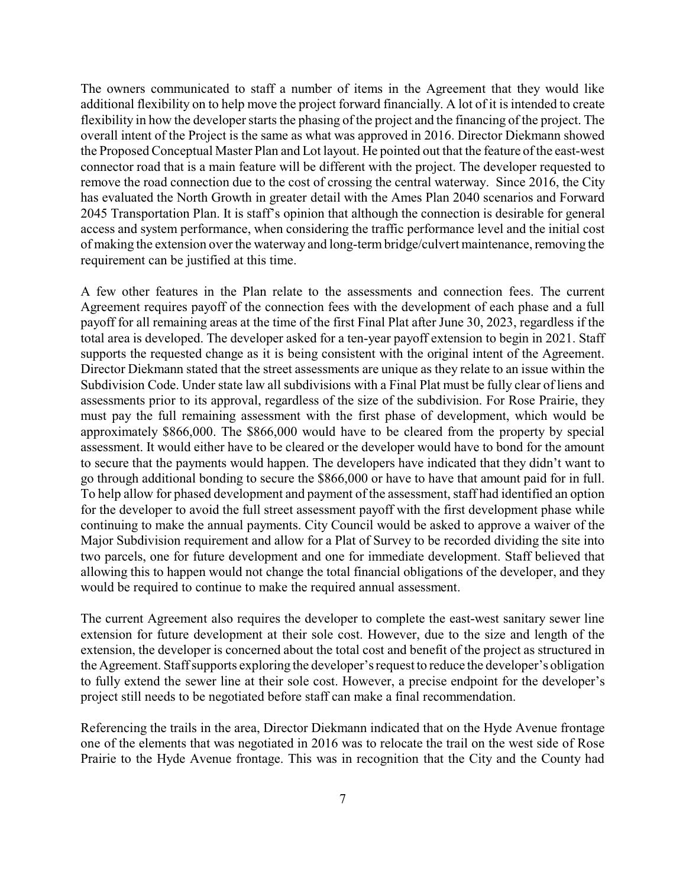The owners communicated to staff a number of items in the Agreement that they would like additional flexibility on to help move the project forward financially. A lot of it is intended to create flexibility in how the developer starts the phasing of the project and the financing of the project. The overall intent of the Project is the same as what was approved in 2016. Director Diekmann showed the Proposed Conceptual Master Plan and Lot layout. He pointed out that the feature of the east-west connector road that is a main feature will be different with the project. The developer requested to remove the road connection due to the cost of crossing the central waterway. Since 2016, the City has evaluated the North Growth in greater detail with the Ames Plan 2040 scenarios and Forward 2045 Transportation Plan. It is staff's opinion that although the connection is desirable for general access and system performance, when considering the traffic performance level and the initial cost of making the extension over the waterway and long-term bridge/culvert maintenance, removing the requirement can be justified at this time.

A few other features in the Plan relate to the assessments and connection fees. The current Agreement requires payoff of the connection fees with the development of each phase and a full payoff for all remaining areas at the time of the first Final Plat after June 30, 2023, regardless if the total area is developed. The developer asked for a ten-year payoff extension to begin in 2021. Staff supports the requested change as it is being consistent with the original intent of the Agreement. Director Diekmann stated that the street assessments are unique as they relate to an issue within the Subdivision Code. Under state law all subdivisions with a Final Plat must be fully clear of liens and assessments prior to its approval, regardless of the size of the subdivision. For Rose Prairie, they must pay the full remaining assessment with the first phase of development, which would be approximately $866,000. The $866,000 would have to be cleared from the property by special assessment. It would either have to be cleared or the developer would have to bond for the amount to secure that the payments would happen. The developers have indicated that they didn't want to go through additional bonding to secure the $866,000 or have to have that amount paid for in full. To help allow for phased development and payment of the assessment, staff had identified an option for the developer to avoid the full street assessment payoff with the first development phase while continuing to make the annual payments. City Council would be asked to approve a waiver of the Major Subdivision requirement and allow for a Plat of Survey to be recorded dividing the site into two parcels, one for future development and one for immediate development. Staff believed that allowing this to happen would not change the total financial obligations of the developer, and they would be required to continue to make the required annual assessment.

The current Agreement also requires the developer to complete the east-west sanitary sewer line extension for future development at their sole cost. However, due to the size and length of the extension, the developer is concerned about the total cost and benefit of the project as structured in the Agreement. Staff supports exploring the developer's request to reduce the developer's obligation to fully extend the sewer line at their sole cost. However, a precise endpoint for the developer's project still needs to be negotiated before staff can make a final recommendation.

Referencing the trails in the area, Director Diekmann indicated that on the Hyde Avenue frontage one of the elements that was negotiated in 2016 was to relocate the trail on the west side of Rose Prairie to the Hyde Avenue frontage. This was in recognition that the City and the County had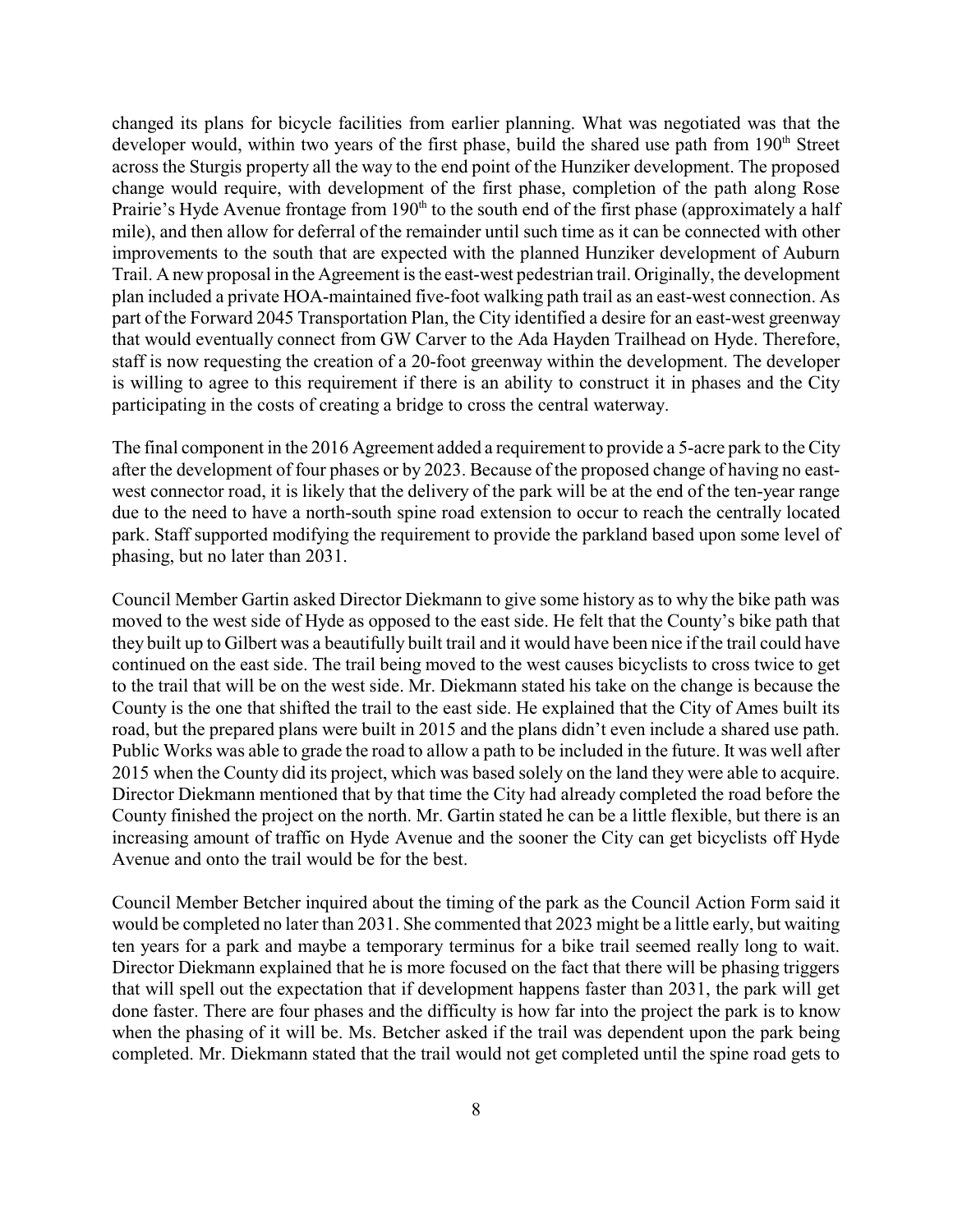changed its plans for bicycle facilities from earlier planning. What was negotiated was that the developer would, within two years of the first phase, build the shared use path from 190th Street across the Sturgis property all the way to the end point of the Hunziker development. The proposed change would require, with development of the first phase, completion of the path along Rose Prairie's Hyde Avenue frontage from 190th to the south end of the first phase (approximately a half mile), and then allow for deferral of the remainder until such time as it can be connected with other improvements to the south that are expected with the planned Hunziker development of Auburn Trail. A new proposal in the Agreement is the east-west pedestrian trail. Originally, the development plan included a private HOA-maintained five-foot walking path trail as an east-west connection. As part of the Forward 2045 Transportation Plan, the City identified a desire for an east-west greenway that would eventually connect from GW Carver to the Ada Hayden Trailhead on Hyde. Therefore, staff is now requesting the creation of a 20-foot greenway within the development. The developer is willing to agree to this requirement if there is an ability to construct it in phases and the City participating in the costs of creating a bridge to cross the central waterway.

The final component in the 2016 Agreement added a requirement to provide a 5-acre park to the City after the development of four phases or by 2023. Because of the proposed change of having no east-west connector road, it is likely that the delivery of the park will be at the end of the ten-year range due to the need to have a north-south spine road extension to occur to reach the centrally located park. Staff supported modifying the requirement to provide the parkland based upon some level of phasing, but no later than 2031.

Council Member Gartin asked Director Diekmann to give some history as to why the bike path was moved to the west side of Hyde as opposed to the east side. He felt that the County's bike path that they built up to Gilbert was a beautifully built trail and it would have been nice if the trail could have continued on the east side. The trail being moved to the west causes bicyclists to cross twice to get to the trail that will be on the west side. Mr. Diekmann stated his take on the change is because the County is the one that shifted the trail to the east side. He explained that the City of Ames built its road, but the prepared plans were built in 2015 and the plans didn't even include a shared use path. Public Works was able to grade the road to allow a path to be included in the future. It was well after 2015 when the County did its project, which was based solely on the land they were able to acquire. Director Diekmann mentioned that by that time the City had already completed the road before the County finished the project on the north. Mr. Gartin stated he can be a little flexible, but there is an increasing amount of traffic on Hyde Avenue and the sooner the City can get bicyclists off Hyde Avenue and onto the trail would be for the best.

Council Member Betcher inquired about the timing of the park as the Council Action Form said it would be completed no later than 2031. She commented that 2023 might be a little early, but waiting ten years for a park and maybe a temporary terminus for a bike trail seemed really long to wait. Director Diekmann explained that he is more focused on the fact that there will be phasing triggers that will spell out the expectation that if development happens faster than 2031, the park will get done faster. There are four phases and the difficulty is how far into the project the park is to know when the phasing of it will be. Ms. Betcher asked if the trail was dependent upon the park being completed. Mr. Diekmann stated that the trail would not get completed until the spine road gets to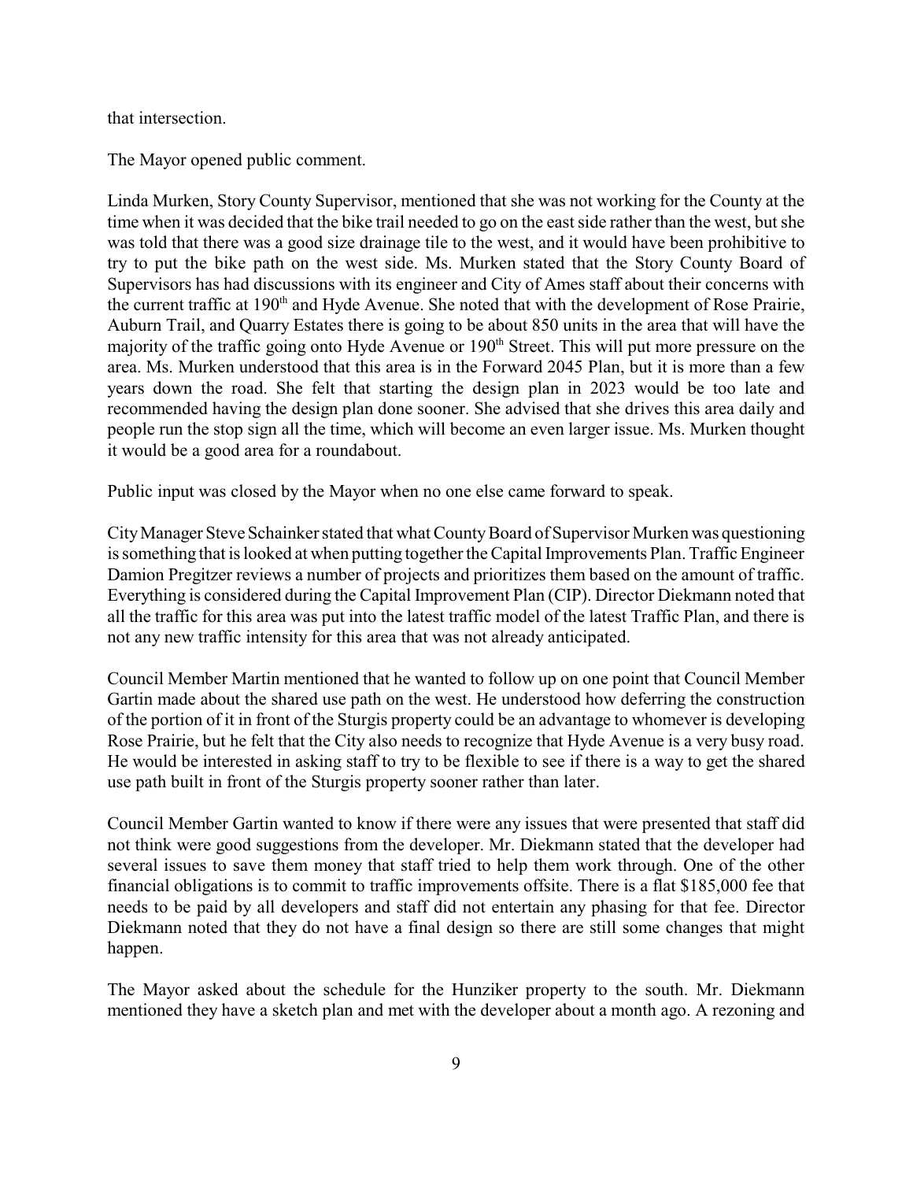that intersection.

The Mayor opened public comment.

Linda Murken, Story County Supervisor, mentioned that she was not working for the County at the time when it was decided that the bike trail needed to go on the east side rather than the west, but she was told that there was a good size drainage tile to the west, and it would have been prohibitive to try to put the bike path on the west side. Ms. Murken stated that the Story County Board of Supervisors has had discussions with its engineer and City of Ames staff about their concerns with the current traffic at 190th and Hyde Avenue. She noted that with the development of Rose Prairie, Auburn Trail, and Quarry Estates there is going to be about 850 units in the area that will have the majority of the traffic going onto Hyde Avenue or 190th Street. This will put more pressure on the area. Ms. Murken understood that this area is in the Forward 2045 Plan, but it is more than a few years down the road. She felt that starting the design plan in 2023 would be too late and recommended having the design plan done sooner. She advised that she drives this area daily and people run the stop sign all the time, which will become an even larger issue. Ms. Murken thought it would be a good area for a roundabout.

Public input was closed by the Mayor when no one else came forward to speak.

City Manager Steve Schainker stated that what County Board of Supervisor Murken was questioning is something that is looked at when putting together the Capital Improvements Plan. Traffic Engineer Damion Pregitzer reviews a number of projects and prioritizes them based on the amount of traffic. Everything is considered during the Capital Improvement Plan (CIP). Director Diekmann noted that all the traffic for this area was put into the latest traffic model of the latest Traffic Plan, and there is not any new traffic intensity for this area that was not already anticipated.

Council Member Martin mentioned that he wanted to follow up on one point that Council Member Gartin made about the shared use path on the west. He understood how deferring the construction of the portion of it in front of the Sturgis property could be an advantage to whomever is developing Rose Prairie, but he felt that the City also needs to recognize that Hyde Avenue is a very busy road. He would be interested in asking staff to try to be flexible to see if there is a way to get the shared use path built in front of the Sturgis property sooner rather than later.

Council Member Gartin wanted to know if there were any issues that were presented that staff did not think were good suggestions from the developer. Mr. Diekmann stated that the developer had several issues to save them money that staff tried to help them work through. One of the other financial obligations is to commit to traffic improvements offsite. There is a flat $185,000 fee that needs to be paid by all developers and staff did not entertain any phasing for that fee. Director Diekmann noted that they do not have a final design so there are still some changes that might happen.

The Mayor asked about the schedule for the Hunziker property to the south. Mr. Diekmann mentioned they have a sketch plan and met with the developer about a month ago. A rezoning and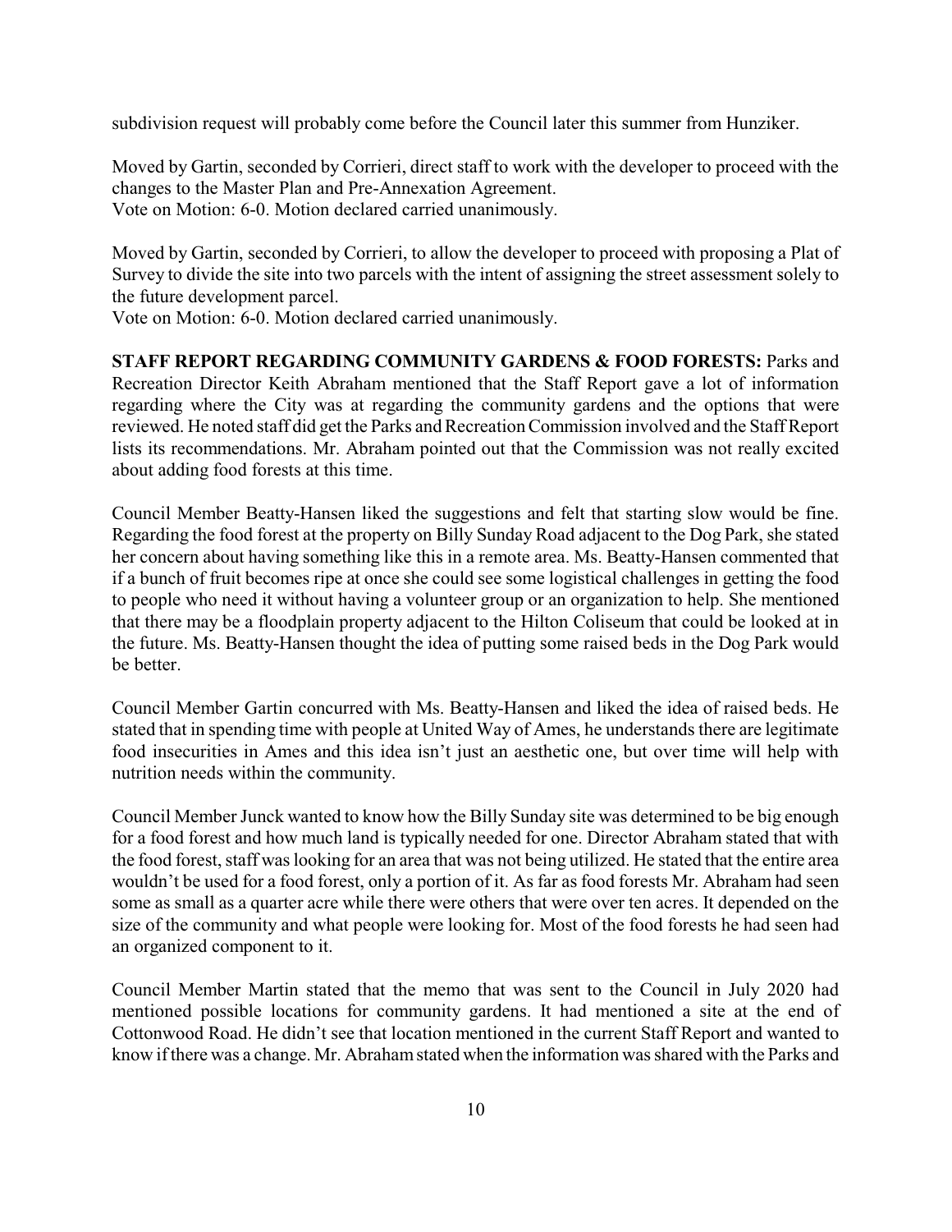subdivision request will probably come before the Council later this summer from Hunziker.

Moved by Gartin, seconded by Corrieri, direct staff to work with the developer to proceed with the changes to the Master Plan and Pre-Annexation Agreement.
Vote on Motion: 6-0. Motion declared carried unanimously.

Moved by Gartin, seconded by Corrieri, to allow the developer to proceed with proposing a Plat of Survey to divide the site into two parcels with the intent of assigning the street assessment solely to the future development parcel.
Vote on Motion: 6-0. Motion declared carried unanimously.

**STAFF REPORT REGARDING COMMUNITY GARDENS & FOOD FORESTS:** Parks and Recreation Director Keith Abraham mentioned that the Staff Report gave a lot of information regarding where the City was at regarding the community gardens and the options that were reviewed. He noted staff did get the Parks and Recreation Commission involved and the Staff Report lists its recommendations. Mr. Abraham pointed out that the Commission was not really excited about adding food forests at this time.

Council Member Beatty-Hansen liked the suggestions and felt that starting slow would be fine. Regarding the food forest at the property on Billy Sunday Road adjacent to the Dog Park, she stated her concern about having something like this in a remote area. Ms. Beatty-Hansen commented that if a bunch of fruit becomes ripe at once she could see some logistical challenges in getting the food to people who need it without having a volunteer group or an organization to help. She mentioned that there may be a floodplain property adjacent to the Hilton Coliseum that could be looked at in the future. Ms. Beatty-Hansen thought the idea of putting some raised beds in the Dog Park would be better.

Council Member Gartin concurred with Ms. Beatty-Hansen and liked the idea of raised beds. He stated that in spending time with people at United Way of Ames, he understands there are legitimate food insecurities in Ames and this idea isn't just an aesthetic one, but over time will help with nutrition needs within the community.

Council Member Junck wanted to know how the Billy Sunday site was determined to be big enough for a food forest and how much land is typically needed for one. Director Abraham stated that with the food forest, staff was looking for an area that was not being utilized. He stated that the entire area wouldn't be used for a food forest, only a portion of it. As far as food forests Mr. Abraham had seen some as small as a quarter acre while there were others that were over ten acres. It depended on the size of the community and what people were looking for. Most of the food forests he had seen had an organized component to it.

Council Member Martin stated that the memo that was sent to the Council in July 2020 had mentioned possible locations for community gardens. It had mentioned a site at the end of Cottonwood Road. He didn't see that location mentioned in the current Staff Report and wanted to know if there was a change. Mr. Abraham stated when the information was shared with the Parks and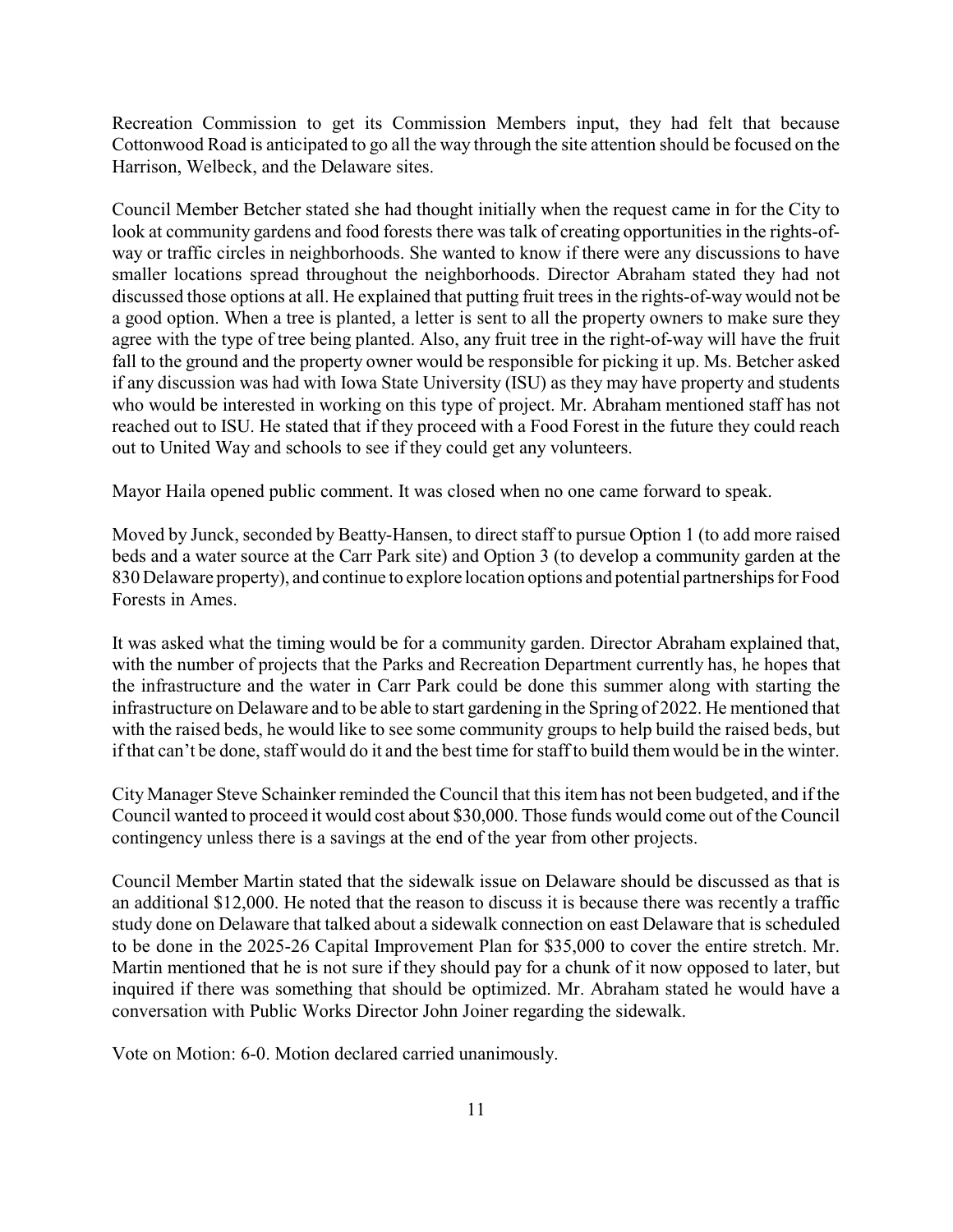Recreation Commission to get its Commission Members input, they had felt that because Cottonwood Road is anticipated to go all the way through the site attention should be focused on the Harrison, Welbeck, and the Delaware sites.

Council Member Betcher stated she had thought initially when the request came in for the City to look at community gardens and food forests there was talk of creating opportunities in the rights-of-way or traffic circles in neighborhoods. She wanted to know if there were any discussions to have smaller locations spread throughout the neighborhoods. Director Abraham stated they had not discussed those options at all. He explained that putting fruit trees in the rights-of-way would not be a good option. When a tree is planted, a letter is sent to all the property owners to make sure they agree with the type of tree being planted. Also, any fruit tree in the right-of-way will have the fruit fall to the ground and the property owner would be responsible for picking it up. Ms. Betcher asked if any discussion was had with Iowa State University (ISU) as they may have property and students who would be interested in working on this type of project. Mr. Abraham mentioned staff has not reached out to ISU. He stated that if they proceed with a Food Forest in the future they could reach out to United Way and schools to see if they could get any volunteers.

Mayor Haila opened public comment. It was closed when no one came forward to speak.

Moved by Junck, seconded by Beatty-Hansen, to direct staff to pursue Option 1 (to add more raised beds and a water source at the Carr Park site) and Option 3 (to develop a community garden at the 830 Delaware property), and continue to explore location options and potential partnerships for Food Forests in Ames.

It was asked what the timing would be for a community garden. Director Abraham explained that, with the number of projects that the Parks and Recreation Department currently has, he hopes that the infrastructure and the water in Carr Park could be done this summer along with starting the infrastructure on Delaware and to be able to start gardening in the Spring of 2022. He mentioned that with the raised beds, he would like to see some community groups to help build the raised beds, but if that can't be done, staff would do it and the best time for staff to build them would be in the winter.

City Manager Steve Schainker reminded the Council that this item has not been budgeted, and if the Council wanted to proceed it would cost about $30,000. Those funds would come out of the Council contingency unless there is a savings at the end of the year from other projects.

Council Member Martin stated that the sidewalk issue on Delaware should be discussed as that is an additional $12,000. He noted that the reason to discuss it is because there was recently a traffic study done on Delaware that talked about a sidewalk connection on east Delaware that is scheduled to be done in the 2025-26 Capital Improvement Plan for $35,000 to cover the entire stretch. Mr. Martin mentioned that he is not sure if they should pay for a chunk of it now opposed to later, but inquired if there was something that should be optimized. Mr. Abraham stated he would have a conversation with Public Works Director John Joiner regarding the sidewalk.

Vote on Motion: 6-0. Motion declared carried unanimously.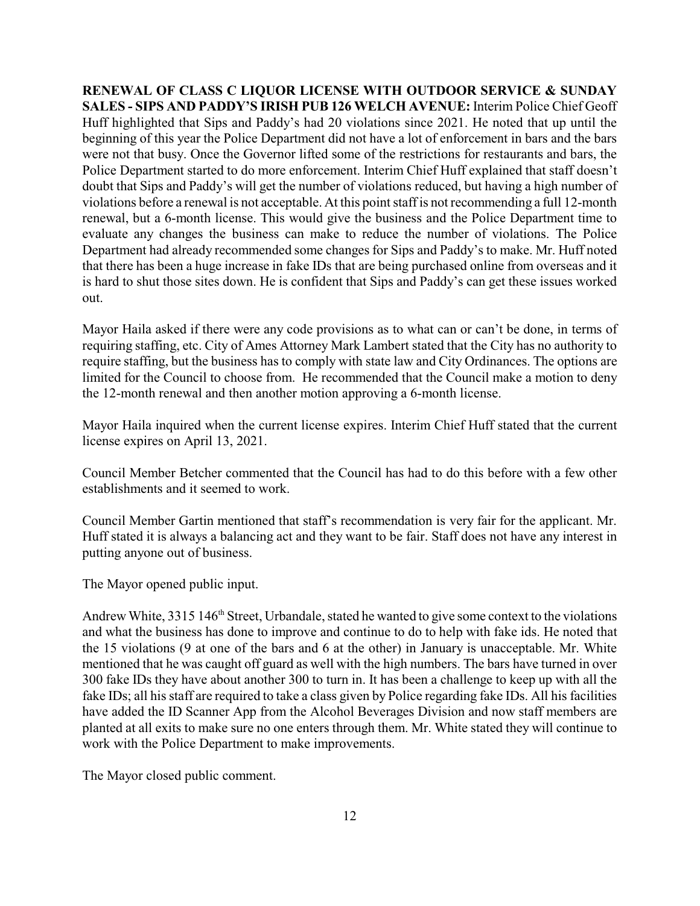**RENEWAL OF CLASS C LIQUOR LICENSE WITH OUTDOOR SERVICE & SUNDAY SALES - SIPS AND PADDY'S IRISH PUB 126 WELCH AVENUE:** Interim Police Chief Geoff Huff highlighted that Sips and Paddy's had 20 violations since 2021. He noted that up until the beginning of this year the Police Department did not have a lot of enforcement in bars and the bars were not that busy. Once the Governor lifted some of the restrictions for restaurants and bars, the Police Department started to do more enforcement. Interim Chief Huff explained that staff doesn't doubt that Sips and Paddy's will get the number of violations reduced, but having a high number of violations before a renewal is not acceptable. At this point staff is not recommending a full 12-month renewal, but a 6-month license. This would give the business and the Police Department time to evaluate any changes the business can make to reduce the number of violations. The Police Department had already recommended some changes for Sips and Paddy's to make. Mr. Huff noted that there has been a huge increase in fake IDs that are being purchased online from overseas and it is hard to shut those sites down. He is confident that Sips and Paddy's can get these issues worked out.

Mayor Haila asked if there were any code provisions as to what can or can't be done, in terms of requiring staffing, etc. City of Ames Attorney Mark Lambert stated that the City has no authority to require staffing, but the business has to comply with state law and City Ordinances. The options are limited for the Council to choose from. He recommended that the Council make a motion to deny the 12-month renewal and then another motion approving a 6-month license.

Mayor Haila inquired when the current license expires. Interim Chief Huff stated that the current license expires on April 13, 2021.

Council Member Betcher commented that the Council has had to do this before with a few other establishments and it seemed to work.

Council Member Gartin mentioned that staff's recommendation is very fair for the applicant. Mr. Huff stated it is always a balancing act and they want to be fair. Staff does not have any interest in putting anyone out of business.

The Mayor opened public input.

Andrew White, 3315 146th Street, Urbandale, stated he wanted to give some context to the violations and what the business has done to improve and continue to do to help with fake ids. He noted that the 15 violations (9 at one of the bars and 6 at the other) in January is unacceptable. Mr. White mentioned that he was caught off guard as well with the high numbers. The bars have turned in over 300 fake IDs they have about another 300 to turn in. It has been a challenge to keep up with all the fake IDs; all his staff are required to take a class given by Police regarding fake IDs. All his facilities have added the ID Scanner App from the Alcohol Beverages Division and now staff members are planted at all exits to make sure no one enters through them. Mr. White stated they will continue to work with the Police Department to make improvements.

The Mayor closed public comment.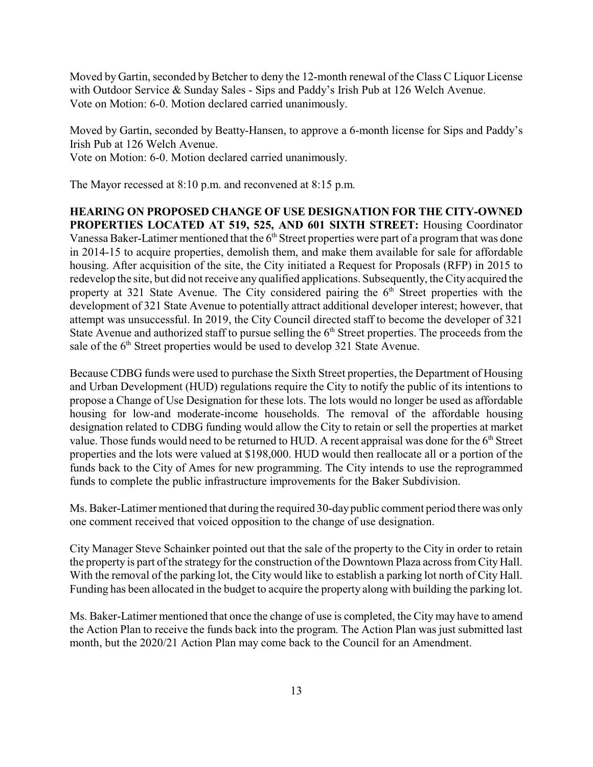Moved by Gartin, seconded by Betcher to deny the 12-month renewal of the Class C Liquor License with Outdoor Service & Sunday Sales - Sips and Paddy's Irish Pub at 126 Welch Avenue.
Vote on Motion: 6-0. Motion declared carried unanimously.

Moved by Gartin, seconded by Beatty-Hansen, to approve a 6-month license for Sips and Paddy's Irish Pub at 126 Welch Avenue.
Vote on Motion: 6-0. Motion declared carried unanimously.

The Mayor recessed at 8:10 p.m. and reconvened at 8:15 p.m.

**HEARING ON PROPOSED CHANGE OF USE DESIGNATION FOR THE CITY-OWNED PROPERTIES LOCATED AT 519, 525, AND 601 SIXTH STREET:** Housing Coordinator Vanessa Baker-Latimer mentioned that the 6th Street properties were part of a program that was done in 2014-15 to acquire properties, demolish them, and make them available for sale for affordable housing. After acquisition of the site, the City initiated a Request for Proposals (RFP) in 2015 to redevelop the site, but did not receive any qualified applications. Subsequently, the City acquired the property at 321 State Avenue. The City considered pairing the 6th Street properties with the development of 321 State Avenue to potentially attract additional developer interest; however, that attempt was unsuccessful. In 2019, the City Council directed staff to become the developer of 321 State Avenue and authorized staff to pursue selling the 6th Street properties. The proceeds from the sale of the 6th Street properties would be used to develop 321 State Avenue.

Because CDBG funds were used to purchase the Sixth Street properties, the Department of Housing and Urban Development (HUD) regulations require the City to notify the public of its intentions to propose a Change of Use Designation for these lots. The lots would no longer be used as affordable housing for low-and moderate-income households. The removal of the affordable housing designation related to CDBG funding would allow the City to retain or sell the properties at market value. Those funds would need to be returned to HUD. A recent appraisal was done for the 6th Street properties and the lots were valued at $198,000. HUD would then reallocate all or a portion of the funds back to the City of Ames for new programming. The City intends to use the reprogrammed funds to complete the public infrastructure improvements for the Baker Subdivision.

Ms. Baker-Latimer mentioned that during the required 30-day public comment period there was only one comment received that voiced opposition to the change of use designation.

City Manager Steve Schainker pointed out that the sale of the property to the City in order to retain the property is part of the strategy for the construction of the Downtown Plaza across from City Hall. With the removal of the parking lot, the City would like to establish a parking lot north of City Hall. Funding has been allocated in the budget to acquire the property along with building the parking lot.

Ms. Baker-Latimer mentioned that once the change of use is completed, the City may have to amend the Action Plan to receive the funds back into the program. The Action Plan was just submitted last month, but the 2020/21 Action Plan may come back to the Council for an Amendment.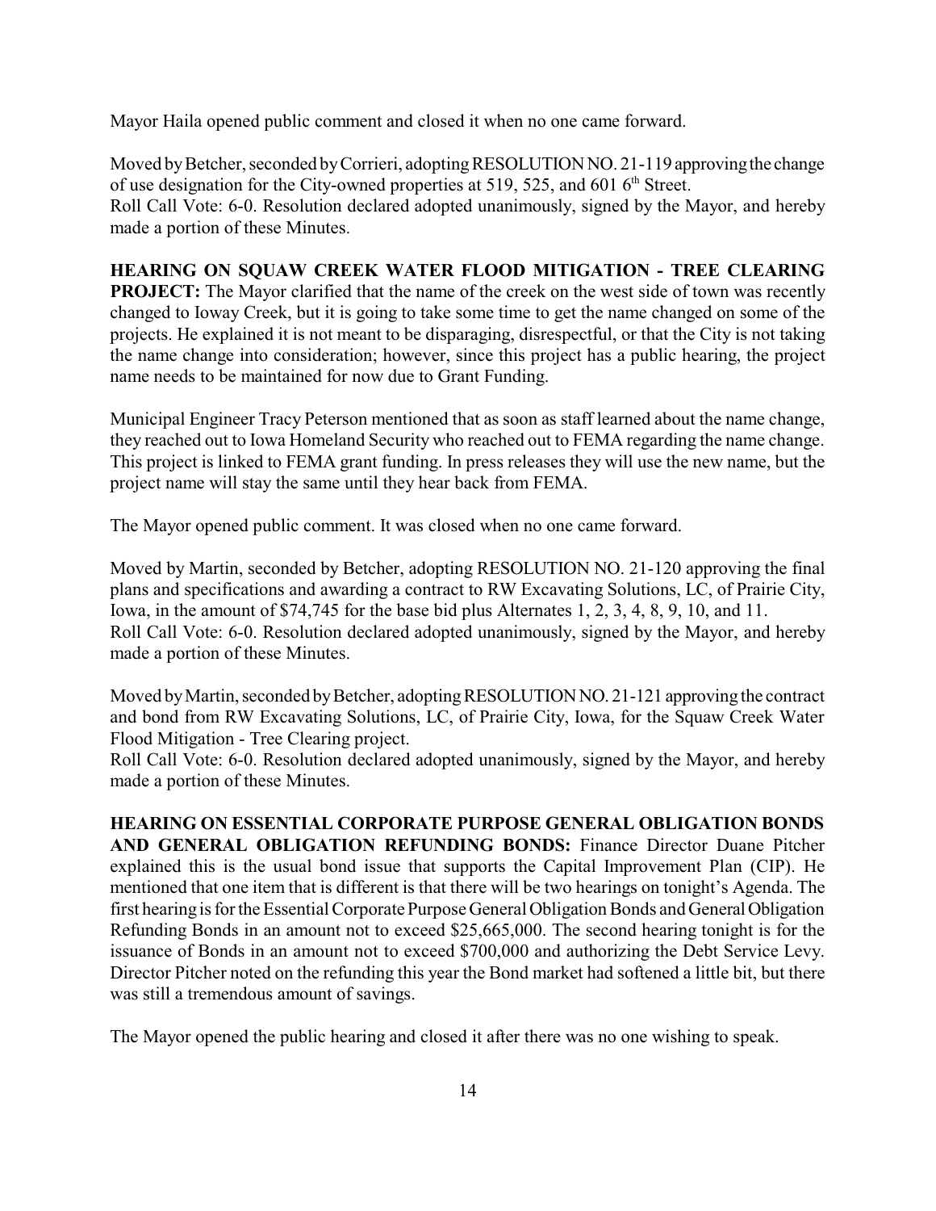Mayor Haila opened public comment and closed it when no one came forward.

Moved by Betcher, seconded by Corrieri, adopting RESOLUTION NO. 21-119 approving the change of use designation for the City-owned properties at 519, 525, and 601 6th Street.
Roll Call Vote: 6-0. Resolution declared adopted unanimously, signed by the Mayor, and hereby made a portion of these Minutes.

**HEARING ON SQUAW CREEK WATER FLOOD MITIGATION - TREE CLEARING PROJECT:** The Mayor clarified that the name of the creek on the west side of town was recently changed to Ioway Creek, but it is going to take some time to get the name changed on some of the projects. He explained it is not meant to be disparaging, disrespectful, or that the City is not taking the name change into consideration; however, since this project has a public hearing, the project name needs to be maintained for now due to Grant Funding.

Municipal Engineer Tracy Peterson mentioned that as soon as staff learned about the name change, they reached out to Iowa Homeland Security who reached out to FEMA regarding the name change. This project is linked to FEMA grant funding. In press releases they will use the new name, but the project name will stay the same until they hear back from FEMA.

The Mayor opened public comment. It was closed when no one came forward.

Moved by Martin, seconded by Betcher, adopting RESOLUTION NO. 21-120 approving the final plans and specifications and awarding a contract to RW Excavating Solutions, LC, of Prairie City, Iowa, in the amount of $74,745 for the base bid plus Alternates 1, 2, 3, 4, 8, 9, 10, and 11.
Roll Call Vote: 6-0. Resolution declared adopted unanimously, signed by the Mayor, and hereby made a portion of these Minutes.

Moved by Martin, seconded by Betcher, adopting RESOLUTION NO. 21-121 approving the contract and bond from RW Excavating Solutions, LC, of Prairie City, Iowa, for the Squaw Creek Water Flood Mitigation - Tree Clearing project.
Roll Call Vote: 6-0. Resolution declared adopted unanimously, signed by the Mayor, and hereby made a portion of these Minutes.

**HEARING ON ESSENTIAL CORPORATE PURPOSE GENERAL OBLIGATION BONDS AND GENERAL OBLIGATION REFUNDING BONDS:** Finance Director Duane Pitcher explained this is the usual bond issue that supports the Capital Improvement Plan (CIP). He mentioned that one item that is different is that there will be two hearings on tonight's Agenda. The first hearing is for the Essential Corporate Purpose General Obligation Bonds and General Obligation Refunding Bonds in an amount not to exceed $25,665,000. The second hearing tonight is for the issuance of Bonds in an amount not to exceed $700,000 and authorizing the Debt Service Levy. Director Pitcher noted on the refunding this year the Bond market had softened a little bit, but there was still a tremendous amount of savings.

The Mayor opened the public hearing and closed it after there was no one wishing to speak.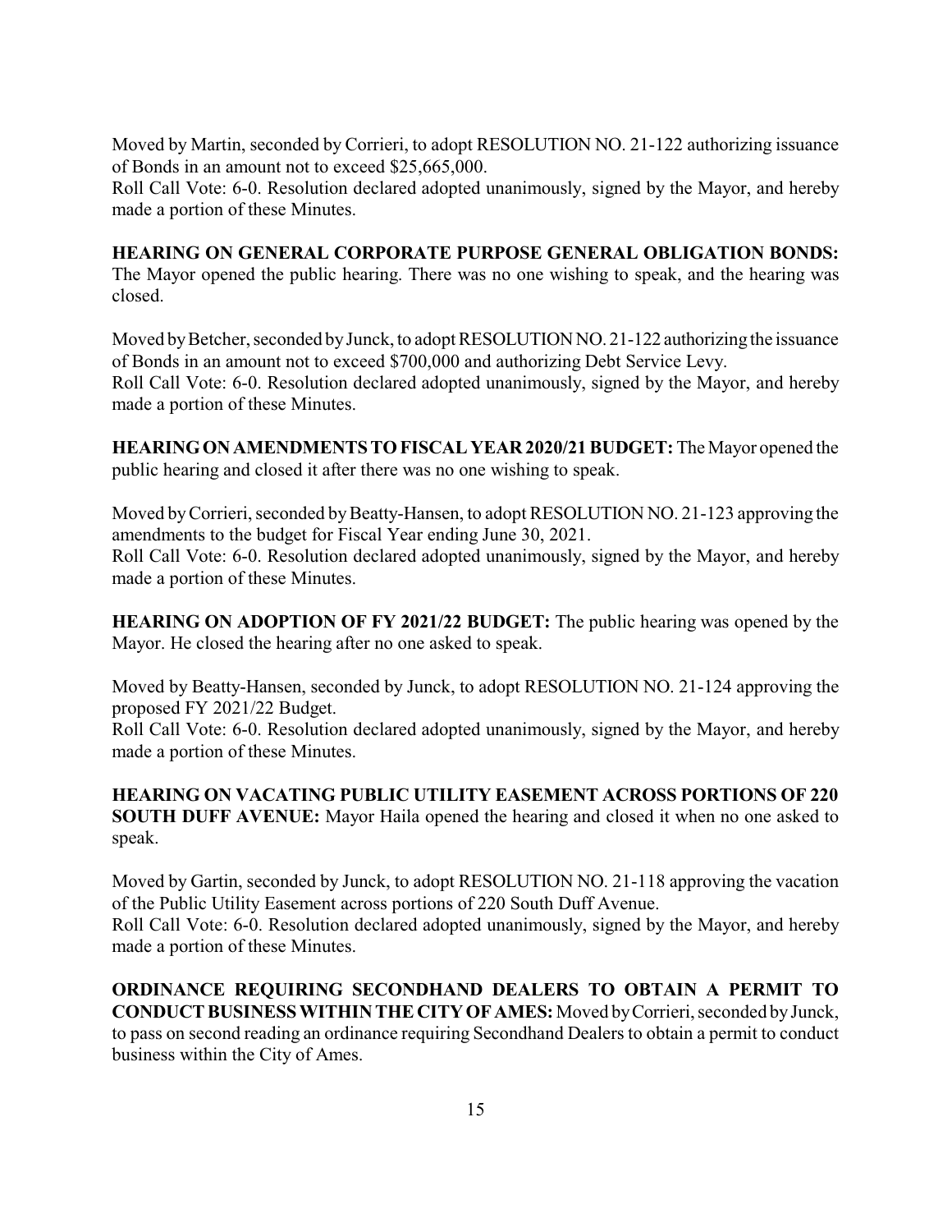Moved by Martin, seconded by Corrieri, to adopt RESOLUTION NO. 21-122 authorizing issuance of Bonds in an amount not to exceed $25,665,000.
Roll Call Vote: 6-0. Resolution declared adopted unanimously, signed by the Mayor, and hereby made a portion of these Minutes.

**HEARING ON GENERAL CORPORATE PURPOSE GENERAL OBLIGATION BONDS:** The Mayor opened the public hearing. There was no one wishing to speak, and the hearing was closed.

Moved by Betcher, seconded by Junck, to adopt RESOLUTION NO. 21-122 authorizing the issuance of Bonds in an amount not to exceed $700,000 and authorizing Debt Service Levy.
Roll Call Vote: 6-0. Resolution declared adopted unanimously, signed by the Mayor, and hereby made a portion of these Minutes.

**HEARING ON AMENDMENTS TO FISCAL YEAR 2020/21 BUDGET:** The Mayor opened the public hearing and closed it after there was no one wishing to speak.

Moved by Corrieri, seconded by Beatty-Hansen, to adopt RESOLUTION NO. 21-123 approving the amendments to the budget for Fiscal Year ending June 30, 2021.
Roll Call Vote: 6-0. Resolution declared adopted unanimously, signed by the Mayor, and hereby made a portion of these Minutes.

**HEARING ON ADOPTION OF FY 2021/22 BUDGET:** The public hearing was opened by the Mayor. He closed the hearing after no one asked to speak.

Moved by Beatty-Hansen, seconded by Junck, to adopt RESOLUTION NO. 21-124 approving the proposed FY 2021/22 Budget.
Roll Call Vote: 6-0. Resolution declared adopted unanimously, signed by the Mayor, and hereby made a portion of these Minutes.

**HEARING ON VACATING PUBLIC UTILITY EASEMENT ACROSS PORTIONS OF 220 SOUTH DUFF AVENUE:** Mayor Haila opened the hearing and closed it when no one asked to speak.

Moved by Gartin, seconded by Junck, to adopt RESOLUTION NO. 21-118 approving the vacation of the Public Utility Easement across portions of 220 South Duff Avenue.
Roll Call Vote: 6-0. Resolution declared adopted unanimously, signed by the Mayor, and hereby made a portion of these Minutes.

**ORDINANCE REQUIRING SECONDHAND DEALERS TO OBTAIN A PERMIT TO CONDUCT BUSINESS WITHIN THE CITY OF AMES:** Moved by Corrieri, seconded by Junck, to pass on second reading an ordinance requiring Secondhand Dealers to obtain a permit to conduct business within the City of Ames.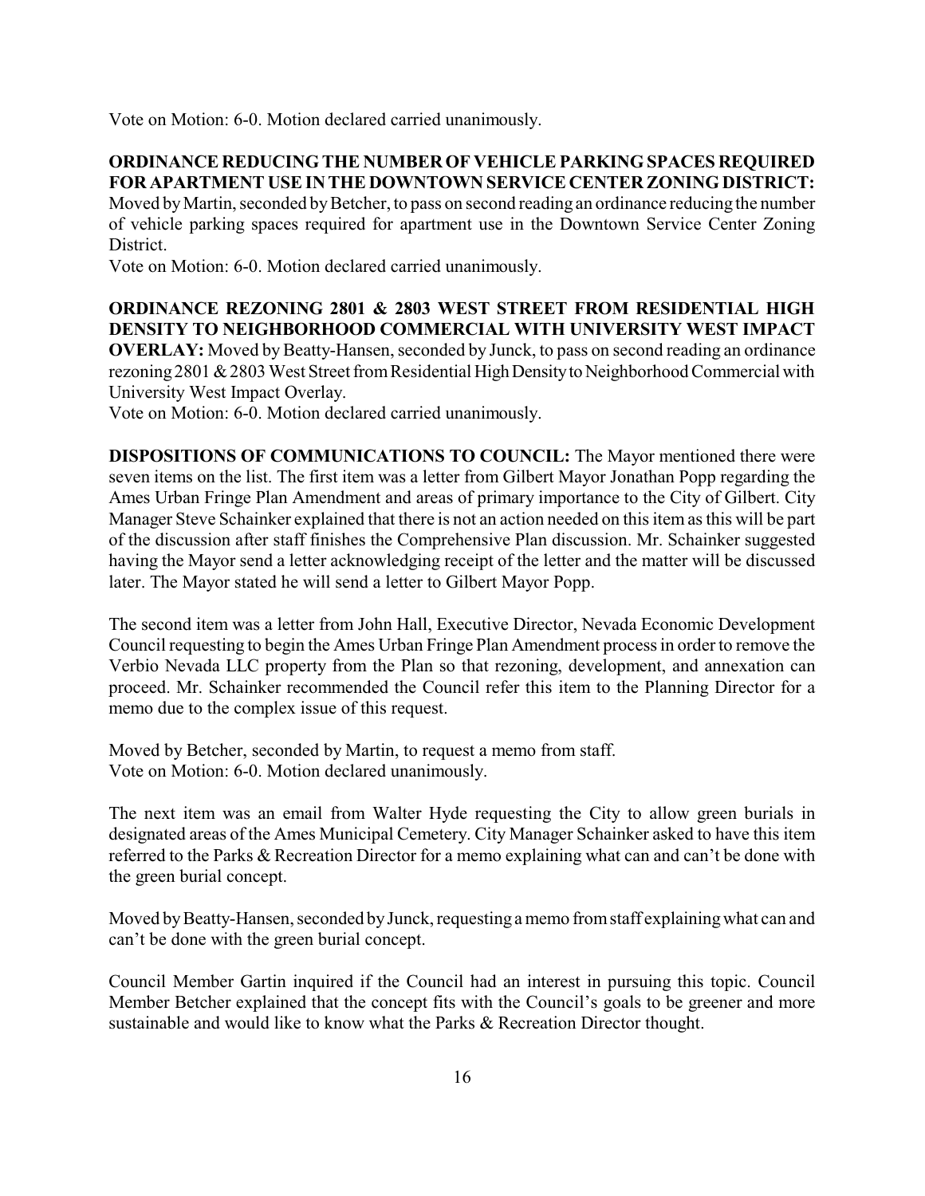Vote on Motion: 6-0. Motion declared carried unanimously.

**ORDINANCE REDUCING THE NUMBER OF VEHICLE PARKING SPACES REQUIRED FOR APARTMENT USE IN THE DOWNTOWN SERVICE CENTER ZONING DISTRICT:** Moved by Martin, seconded by Betcher, to pass on second reading an ordinance reducing the number of vehicle parking spaces required for apartment use in the Downtown Service Center Zoning District.

Vote on Motion: 6-0. Motion declared carried unanimously.

**ORDINANCE REZONING 2801 & 2803 WEST STREET FROM RESIDENTIAL HIGH DENSITY TO NEIGHBORHOOD COMMERCIAL WITH UNIVERSITY WEST IMPACT OVERLAY:** Moved by Beatty-Hansen, seconded by Junck, to pass on second reading an ordinance rezoning 2801 & 2803 West Street from Residential High Density to Neighborhood Commercial with University West Impact Overlay.

Vote on Motion: 6-0. Motion declared carried unanimously.

**DISPOSITIONS OF COMMUNICATIONS TO COUNCIL:** The Mayor mentioned there were seven items on the list. The first item was a letter from Gilbert Mayor Jonathan Popp regarding the Ames Urban Fringe Plan Amendment and areas of primary importance to the City of Gilbert. City Manager Steve Schainker explained that there is not an action needed on this item as this will be part of the discussion after staff finishes the Comprehensive Plan discussion. Mr. Schainker suggested having the Mayor send a letter acknowledging receipt of the letter and the matter will be discussed later. The Mayor stated he will send a letter to Gilbert Mayor Popp.

The second item was a letter from John Hall, Executive Director, Nevada Economic Development Council requesting to begin the Ames Urban Fringe Plan Amendment process in order to remove the Verbio Nevada LLC property from the Plan so that rezoning, development, and annexation can proceed. Mr. Schainker recommended the Council refer this item to the Planning Director for a memo due to the complex issue of this request.

Moved by Betcher, seconded by Martin, to request a memo from staff.
Vote on Motion: 6-0. Motion declared unanimously.

The next item was an email from Walter Hyde requesting the City to allow green burials in designated areas of the Ames Municipal Cemetery. City Manager Schainker asked to have this item referred to the Parks & Recreation Director for a memo explaining what can and can't be done with the green burial concept.

Moved by Beatty-Hansen, seconded by Junck, requesting a memo from staff explaining what can and can't be done with the green burial concept.

Council Member Gartin inquired if the Council had an interest in pursuing this topic. Council Member Betcher explained that the concept fits with the Council's goals to be greener and more sustainable and would like to know what the Parks & Recreation Director thought.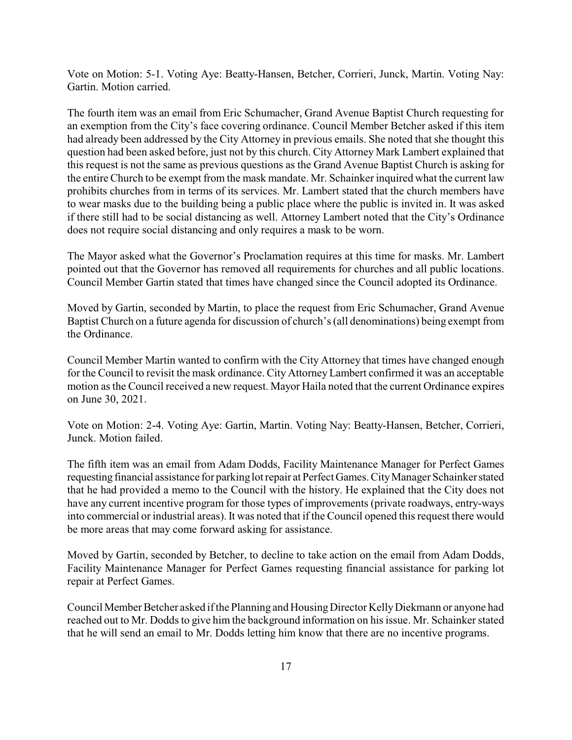Vote on Motion: 5-1. Voting Aye: Beatty-Hansen, Betcher, Corrieri, Junck, Martin. Voting Nay: Gartin. Motion carried.

The fourth item was an email from Eric Schumacher, Grand Avenue Baptist Church requesting for an exemption from the City's face covering ordinance. Council Member Betcher asked if this item had already been addressed by the City Attorney in previous emails. She noted that she thought this question had been asked before, just not by this church. City Attorney Mark Lambert explained that this request is not the same as previous questions as the Grand Avenue Baptist Church is asking for the entire Church to be exempt from the mask mandate. Mr. Schainker inquired what the current law prohibits churches from in terms of its services. Mr. Lambert stated that the church members have to wear masks due to the building being a public place where the public is invited in. It was asked if there still had to be social distancing as well. Attorney Lambert noted that the City's Ordinance does not require social distancing and only requires a mask to be worn.

The Mayor asked what the Governor's Proclamation requires at this time for masks. Mr. Lambert pointed out that the Governor has removed all requirements for churches and all public locations. Council Member Gartin stated that times have changed since the Council adopted its Ordinance.

Moved by Gartin, seconded by Martin, to place the request from Eric Schumacher, Grand Avenue Baptist Church on a future agenda for discussion of church's (all denominations) being exempt from the Ordinance.

Council Member Martin wanted to confirm with the City Attorney that times have changed enough for the Council to revisit the mask ordinance. City Attorney Lambert confirmed it was an acceptable motion as the Council received a new request. Mayor Haila noted that the current Ordinance expires on June 30, 2021.

Vote on Motion: 2-4. Voting Aye: Gartin, Martin. Voting Nay: Beatty-Hansen, Betcher, Corrieri, Junck. Motion failed.

The fifth item was an email from Adam Dodds, Facility Maintenance Manager for Perfect Games requesting financial assistance for parking lot repair at Perfect Games. City Manager Schainker stated that he had provided a memo to the Council with the history. He explained that the City does not have any current incentive program for those types of improvements (private roadways, entry-ways into commercial or industrial areas). It was noted that if the Council opened this request there would be more areas that may come forward asking for assistance.

Moved by Gartin, seconded by Betcher, to decline to take action on the email from Adam Dodds, Facility Maintenance Manager for Perfect Games requesting financial assistance for parking lot repair at Perfect Games.

Council Member Betcher asked if the Planning and Housing Director Kelly Diekmann or anyone had reached out to Mr. Dodds to give him the background information on his issue. Mr. Schainker stated that he will send an email to Mr. Dodds letting him know that there are no incentive programs.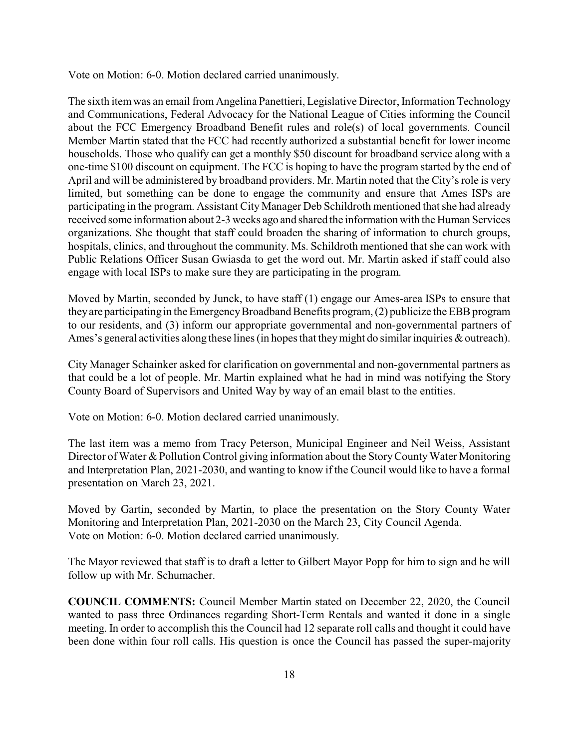Vote on Motion: 6-0. Motion declared carried unanimously.

The sixth item was an email from Angelina Panettieri, Legislative Director, Information Technology and Communications, Federal Advocacy for the National League of Cities informing the Council about the FCC Emergency Broadband Benefit rules and role(s) of local governments. Council Member Martin stated that the FCC had recently authorized a substantial benefit for lower income households. Those who qualify can get a monthly $50 discount for broadband service along with a one-time $100 discount on equipment. The FCC is hoping to have the program started by the end of April and will be administered by broadband providers. Mr. Martin noted that the City's role is very limited, but something can be done to engage the community and ensure that Ames ISPs are participating in the program. Assistant City Manager Deb Schildroth mentioned that she had already received some information about 2-3 weeks ago and shared the information with the Human Services organizations. She thought that staff could broaden the sharing of information to church groups, hospitals, clinics, and throughout the community. Ms. Schildroth mentioned that she can work with Public Relations Officer Susan Gwiasda to get the word out. Mr. Martin asked if staff could also engage with local ISPs to make sure they are participating in the program.

Moved by Martin, seconded by Junck, to have staff (1) engage our Ames-area ISPs to ensure that they are participating in the Emergency Broadband Benefits program, (2) publicize the EBB program to our residents, and (3) inform our appropriate governmental and non-governmental partners of Ames's general activities along these lines (in hopes that they might do similar inquiries & outreach).

City Manager Schainker asked for clarification on governmental and non-governmental partners as that could be a lot of people. Mr. Martin explained what he had in mind was notifying the Story County Board of Supervisors and United Way by way of an email blast to the entities.

Vote on Motion: 6-0. Motion declared carried unanimously.

The last item was a memo from Tracy Peterson, Municipal Engineer and Neil Weiss, Assistant Director of Water & Pollution Control giving information about the Story County Water Monitoring and Interpretation Plan, 2021-2030, and wanting to know if the Council would like to have a formal presentation on March 23, 2021.

Moved by Gartin, seconded by Martin, to place the presentation on the Story County Water Monitoring and Interpretation Plan, 2021-2030 on the March 23, City Council Agenda.
Vote on Motion: 6-0. Motion declared carried unanimously.

The Mayor reviewed that staff is to draft a letter to Gilbert Mayor Popp for him to sign and he will follow up with Mr. Schumacher.

**COUNCIL COMMENTS:** Council Member Martin stated on December 22, 2020, the Council wanted to pass three Ordinances regarding Short-Term Rentals and wanted it done in a single meeting. In order to accomplish this the Council had 12 separate roll calls and thought it could have been done within four roll calls. His question is once the Council has passed the super-majority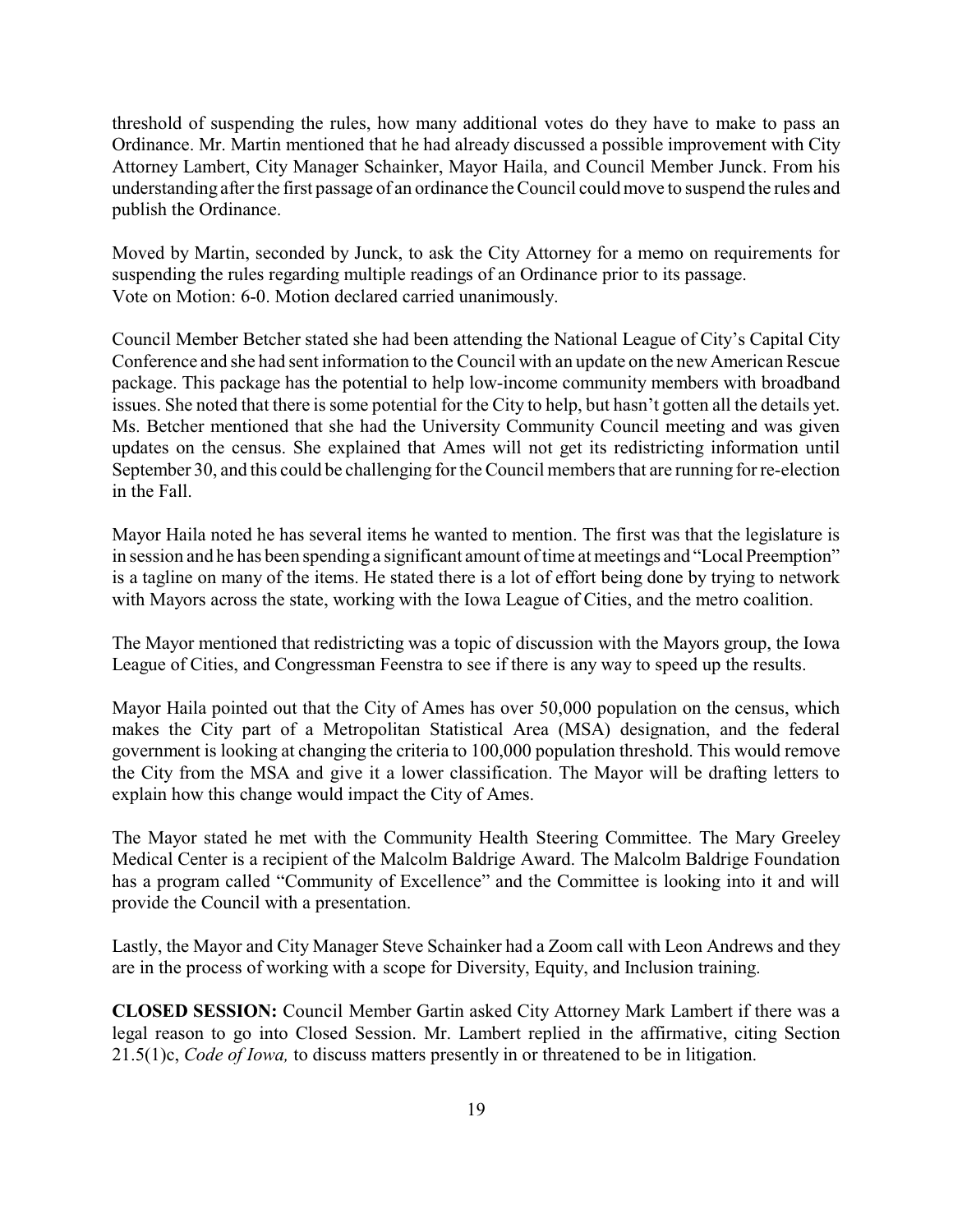threshold of suspending the rules, how many additional votes do they have to make to pass an Ordinance. Mr. Martin mentioned that he had already discussed a possible improvement with City Attorney Lambert, City Manager Schainker, Mayor Haila, and Council Member Junck. From his understanding after the first passage of an ordinance the Council could move to suspend the rules and publish the Ordinance.

Moved by Martin, seconded by Junck, to ask the City Attorney for a memo on requirements for suspending the rules regarding multiple readings of an Ordinance prior to its passage.
Vote on Motion: 6-0. Motion declared carried unanimously.

Council Member Betcher stated she had been attending the National League of City's Capital City Conference and she had sent information to the Council with an update on the new American Rescue package. This package has the potential to help low-income community members with broadband issues. She noted that there is some potential for the City to help, but hasn't gotten all the details yet. Ms. Betcher mentioned that she had the University Community Council meeting and was given updates on the census. She explained that Ames will not get its redistricting information until September 30, and this could be challenging for the Council members that are running for re-election in the Fall.

Mayor Haila noted he has several items he wanted to mention. The first was that the legislature is in session and he has been spending a significant amount of time at meetings and "Local Preemption" is a tagline on many of the items. He stated there is a lot of effort being done by trying to network with Mayors across the state, working with the Iowa League of Cities, and the metro coalition.

The Mayor mentioned that redistricting was a topic of discussion with the Mayors group, the Iowa League of Cities, and Congressman Feenstra to see if there is any way to speed up the results.

Mayor Haila pointed out that the City of Ames has over 50,000 population on the census, which makes the City part of a Metropolitan Statistical Area (MSA) designation, and the federal government is looking at changing the criteria to 100,000 population threshold. This would remove the City from the MSA and give it a lower classification. The Mayor will be drafting letters to explain how this change would impact the City of Ames.

The Mayor stated he met with the Community Health Steering Committee. The Mary Greeley Medical Center is a recipient of the Malcolm Baldrige Award. The Malcolm Baldrige Foundation has a program called "Community of Excellence" and the Committee is looking into it and will provide the Council with a presentation.

Lastly, the Mayor and City Manager Steve Schainker had a Zoom call with Leon Andrews and they are in the process of working with a scope for Diversity, Equity, and Inclusion training.

**CLOSED SESSION:** Council Member Gartin asked City Attorney Mark Lambert if there was a legal reason to go into Closed Session. Mr. Lambert replied in the affirmative, citing Section 21.5(1)c, *Code of Iowa,* to discuss matters presently in or threatened to be in litigation.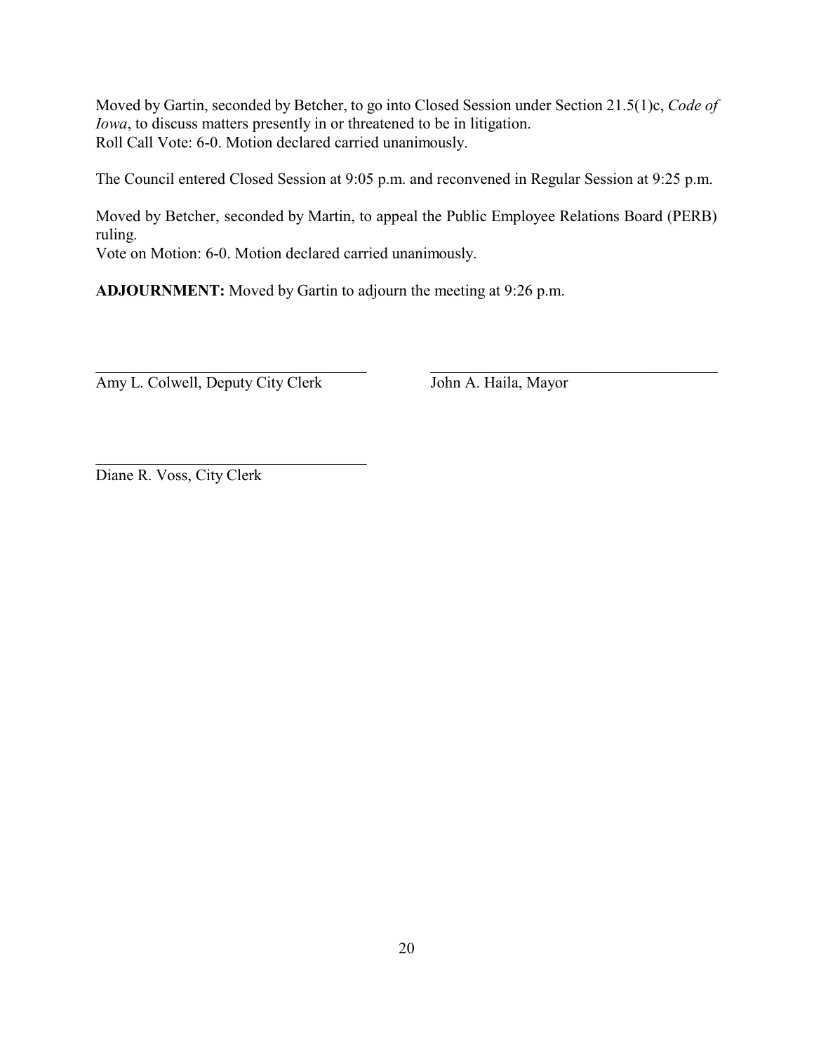Moved by Gartin, seconded by Betcher, to go into Closed Session under Section 21.5(1)c, *Code of Iowa*, to discuss matters presently in or threatened to be in litigation.
Roll Call Vote: 6-0. Motion declared carried unanimously.

The Council entered Closed Session at 9:05 p.m. and reconvened in Regular Session at 9:25 p.m.

Moved by Betcher, seconded by Martin, to appeal the Public Employee Relations Board (PERB) ruling.
Vote on Motion: 6-0. Motion declared carried unanimously.

**ADJOURNMENT:** Moved by Gartin to adjourn the meeting at 9:26 p.m.

\_\_\_\_\_\_\_\_\_\_\_\_\_\_\_\_\_\_\_\_\_\_\_\_\_\_\_\_\_\_\_\_\_\_\_
Amy L. Colwell, Deputy City Clerk

\_\_\_\_\_\_\_\_\_\_\_\_\_\_\_\_\_\_\_\_\_\_\_\_\_\_\_\_\_\_\_\_\_\_\_
John A. Haila, Mayor

\_\_\_\_\_\_\_\_\_\_\_\_\_\_\_\_\_\_\_\_\_\_\_\_\_\_\_\_\_\_\_\_\_\_\_
Diane R. Voss, City Clerk